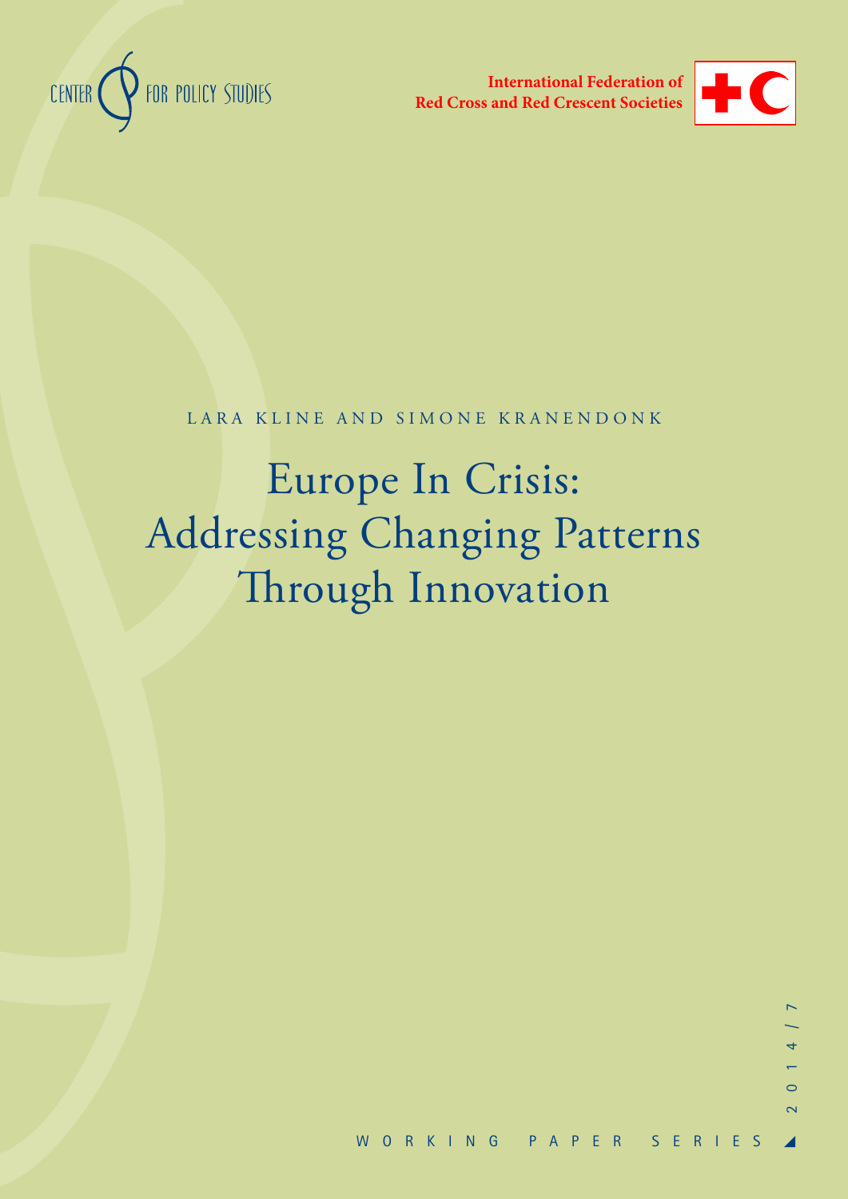CENTER FOR POLICY STUDIES

International Federation of Red Cross and Red Crescent Societies

LARA KLINE AND SIMONE KRANENDONK

# Europe In Crisis: Addressing Changing Patterns Through Innovation

WORKING PAPER SERIES

2014/7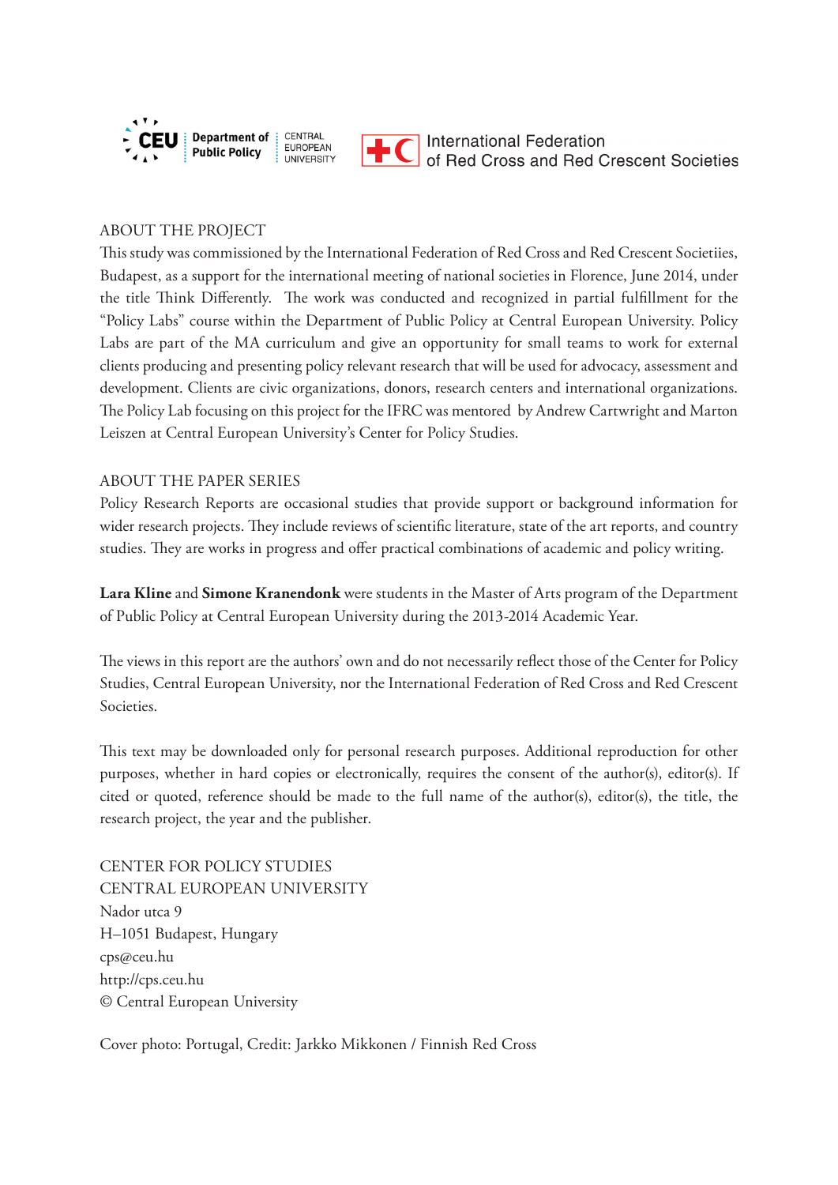CEU Department of Public Policy | CENTRAL EUROPEAN UNIVERSITY

International Federation of Red Cross and Red Crescent Societies

## ABOUT THE PROJECT

This study was commissioned by the International Federation of Red Cross and Red Crescent Societiies, Budapest, as a support for the international meeting of national societies in Florence, June 2014, under the title Think Differently. The work was conducted and recognized in partial fulfillment for the "Policy Labs" course within the Department of Public Policy at Central European University. Policy Labs are part of the MA curriculum and give an opportunity for small teams to work for external clients producing and presenting policy relevant research that will be used for advocacy, assessment and development. Clients are civic organizations, donors, research centers and international organizations. The Policy Lab focusing on this project for the IFRC was mentored by Andrew Cartwright and Marton Leiszen at Central European University's Center for Policy Studies.

## ABOUT THE PAPER SERIES

Policy Research Reports are occasional studies that provide support or background information for wider research projects. They include reviews of scientific literature, state of the art reports, and country studies. They are works in progress and offer practical combinations of academic and policy writing.

**Lara Kline** and **Simone Kranendonk** were students in the Master of Arts program of the Department of Public Policy at Central European University during the 2013-2014 Academic Year.

The views in this report are the authors' own and do not necessarily reflect those of the Center for Policy Studies, Central European University, nor the International Federation of Red Cross and Red Crescent Societies.

This text may be downloaded only for personal research purposes. Additional reproduction for other purposes, whether in hard copies or electronically, requires the consent of the author(s), editor(s). If cited or quoted, reference should be made to the full name of the author(s), editor(s), the title, the research project, the year and the publisher.

CENTER FOR POLICY STUDIES
CENTRAL EUROPEAN UNIVERSITY
Nador utca 9
H–1051 Budapest, Hungary
cps@ceu.hu
http://cps.ceu.hu
© Central European University

Cover photo: Portugal, Credit: Jarkko Mikkonen / Finnish Red Cross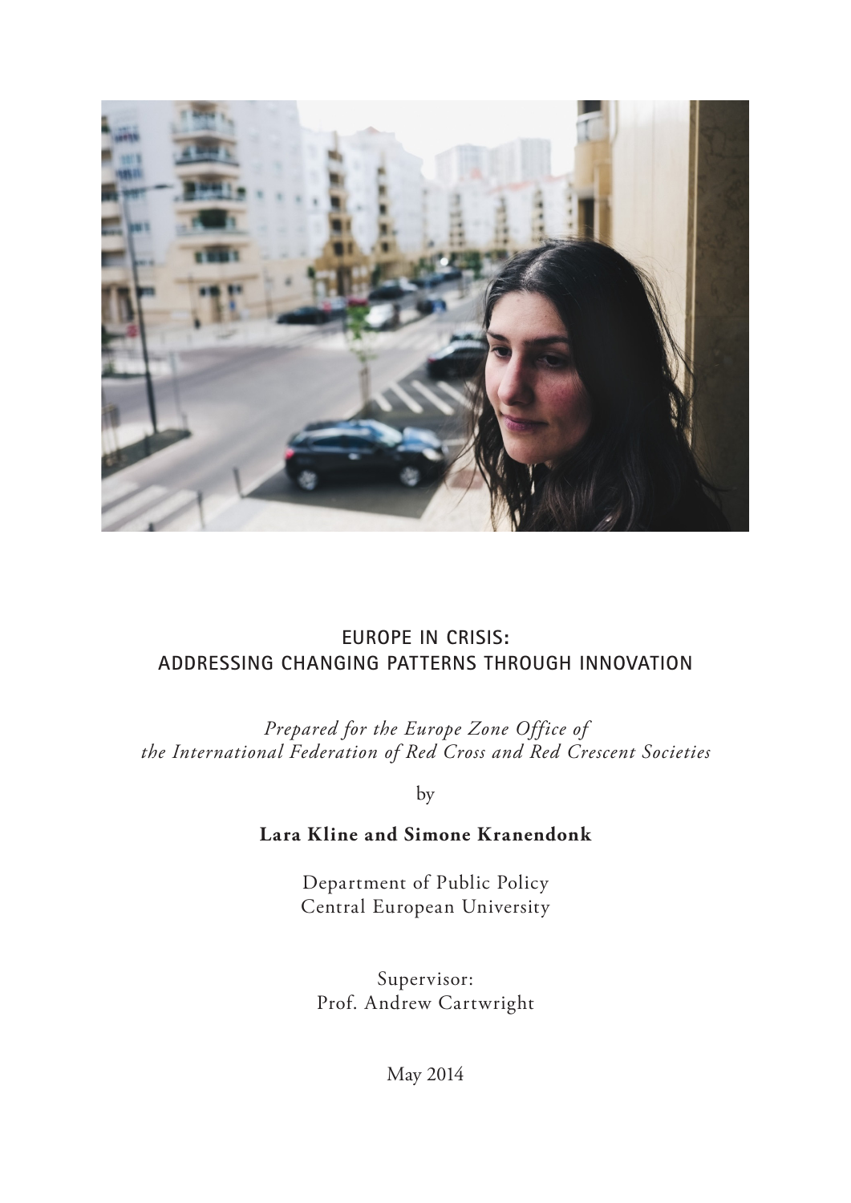# EUROPE IN CRISIS:
# ADDRESSING CHANGING PATTERNS THROUGH INNOVATION

*Prepared for the Europe Zone Office of the International Federation of Red Cross and Red Crescent Societies*

by

**Lara Kline and Simone Kranendonk**

Department of Public Policy
Central European University

Supervisor:
Prof. Andrew Cartwright

May 2014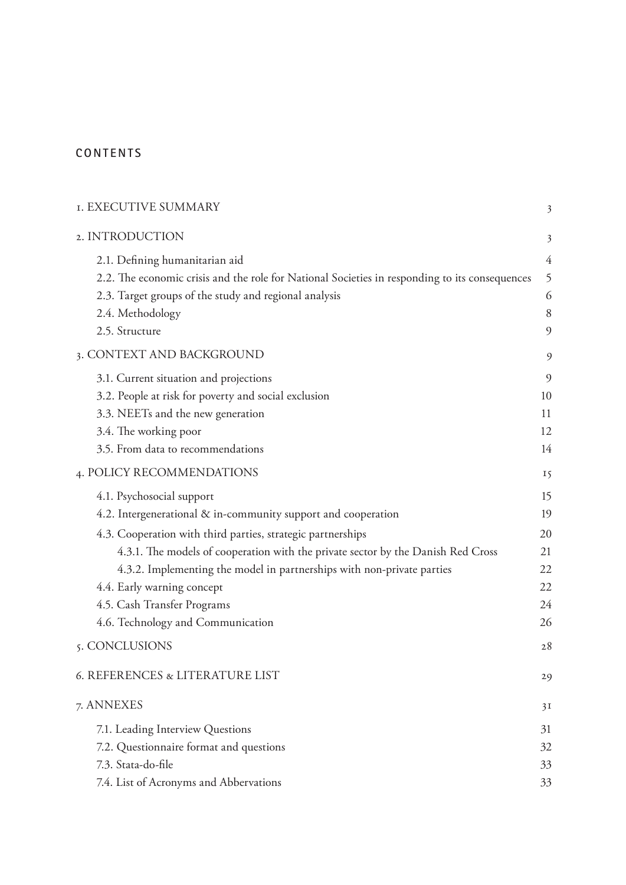# CONTENTS

| | |
|---|---|
| 1. EXECUTIVE SUMMARY | 3 |
| 2. INTRODUCTION | 3 |
| 2.1. Defining humanitarian aid | 4 |
| 2.2. The economic crisis and the role for National Societies in responding to its consequences | 5 |
| 2.3. Target groups of the study and regional analysis | 6 |
| 2.4. Methodology | 8 |
| 2.5. Structure | 9 |
| 3. CONTEXT AND BACKGROUND | 9 |
| 3.1. Current situation and projections | 9 |
| 3.2. People at risk for poverty and social exclusion | 10 |
| 3.3. NEETs and the new generation | 11 |
| 3.4. The working poor | 12 |
| 3.5. From data to recommendations | 14 |
| 4. POLICY RECOMMENDATIONS | 15 |
| 4.1. Psychosocial support | 15 |
| 4.2. Intergenerational & in-community support and cooperation | 19 |
| 4.3. Cooperation with third parties, strategic partnerships | 20 |
| 4.3.1. The models of cooperation with the private sector by the Danish Red Cross | 21 |
| 4.3.2. Implementing the model in partnerships with non-private parties | 22 |
| 4.4. Early warning concept | 22 |
| 4.5. Cash Transfer Programs | 24 |
| 4.6. Technology and Communication | 26 |
| 5. CONCLUSIONS | 28 |
| 6. REFERENCES & LITERATURE LIST | 29 |
| 7. ANNEXES | 31 |
| 7.1. Leading Interview Questions | 31 |
| 7.2. Questionnaire format and questions | 32 |
| 7.3. Stata-do-file | 33 |
| 7.4. List of Acronyms and Abbervations | 33 |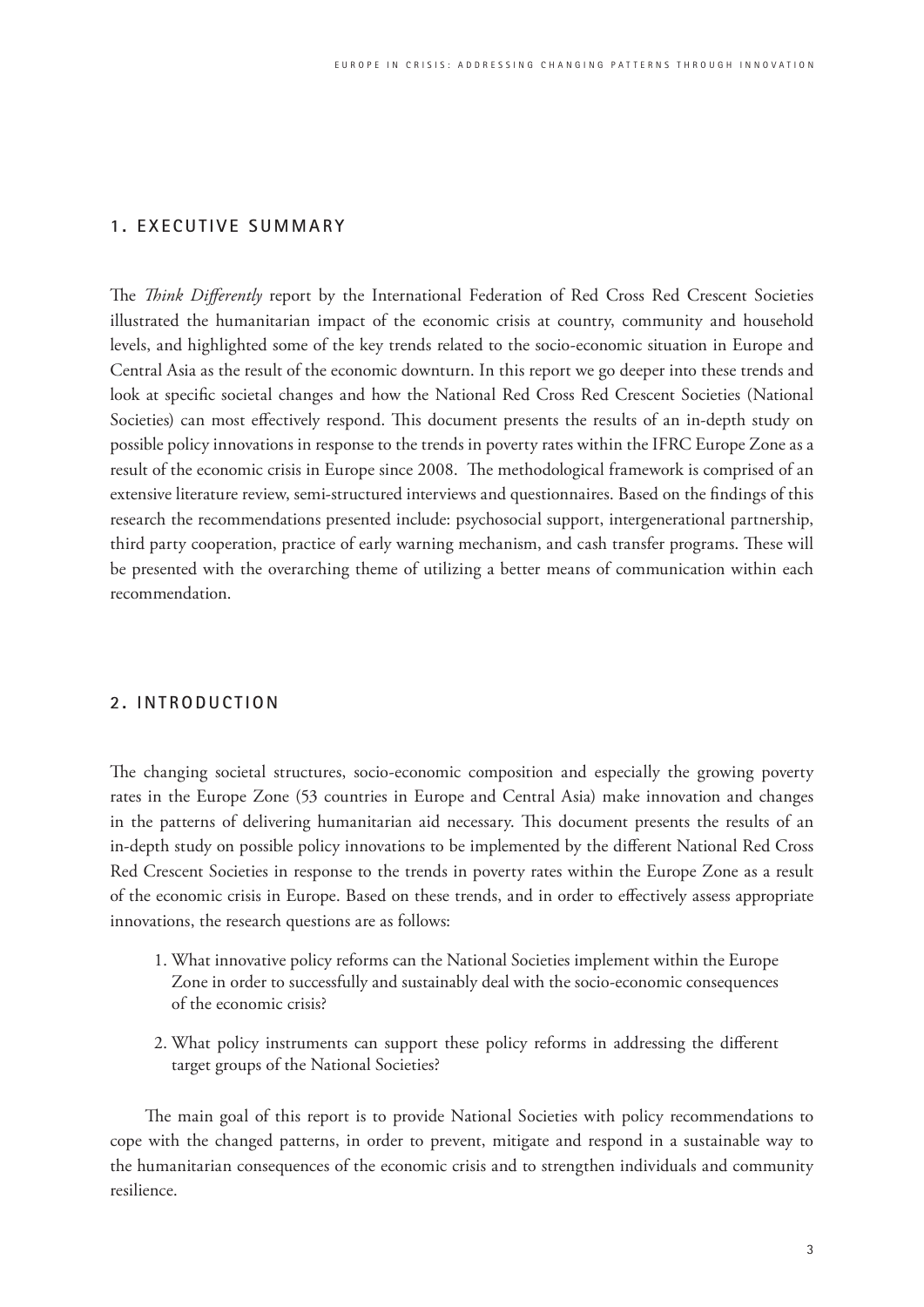## 1. EXECUTIVE SUMMARY

The *Think Differently* report by the International Federation of Red Cross Red Crescent Societies illustrated the humanitarian impact of the economic crisis at country, community and household levels, and highlighted some of the key trends related to the socio-economic situation in Europe and Central Asia as the result of the economic downturn. In this report we go deeper into these trends and look at specific societal changes and how the National Red Cross Red Crescent Societies (National Societies) can most effectively respond. This document presents the results of an in-depth study on possible policy innovations in response to the trends in poverty rates within the IFRC Europe Zone as a result of the economic crisis in Europe since 2008. The methodological framework is comprised of an extensive literature review, semi-structured interviews and questionnaires. Based on the findings of this research the recommendations presented include: psychosocial support, intergenerational partnership, third party cooperation, practice of early warning mechanism, and cash transfer programs. These will be presented with the overarching theme of utilizing a better means of communication within each recommendation.

## 2. INTRODUCTION

The changing societal structures, socio-economic composition and especially the growing poverty rates in the Europe Zone (53 countries in Europe and Central Asia) make innovation and changes in the patterns of delivering humanitarian aid necessary. This document presents the results of an in-depth study on possible policy innovations to be implemented by the different National Red Cross Red Crescent Societies in response to the trends in poverty rates within the Europe Zone as a result of the economic crisis in Europe. Based on these trends, and in order to effectively assess appropriate innovations, the research questions are as follows:

1. What innovative policy reforms can the National Societies implement within the Europe Zone in order to successfully and sustainably deal with the socio-economic consequences of the economic crisis?
2. What policy instruments can support these policy reforms in addressing the different target groups of the National Societies?

The main goal of this report is to provide National Societies with policy recommendations to cope with the changed patterns, in order to prevent, mitigate and respond in a sustainable way to the humanitarian consequences of the economic crisis and to strengthen individuals and community resilience.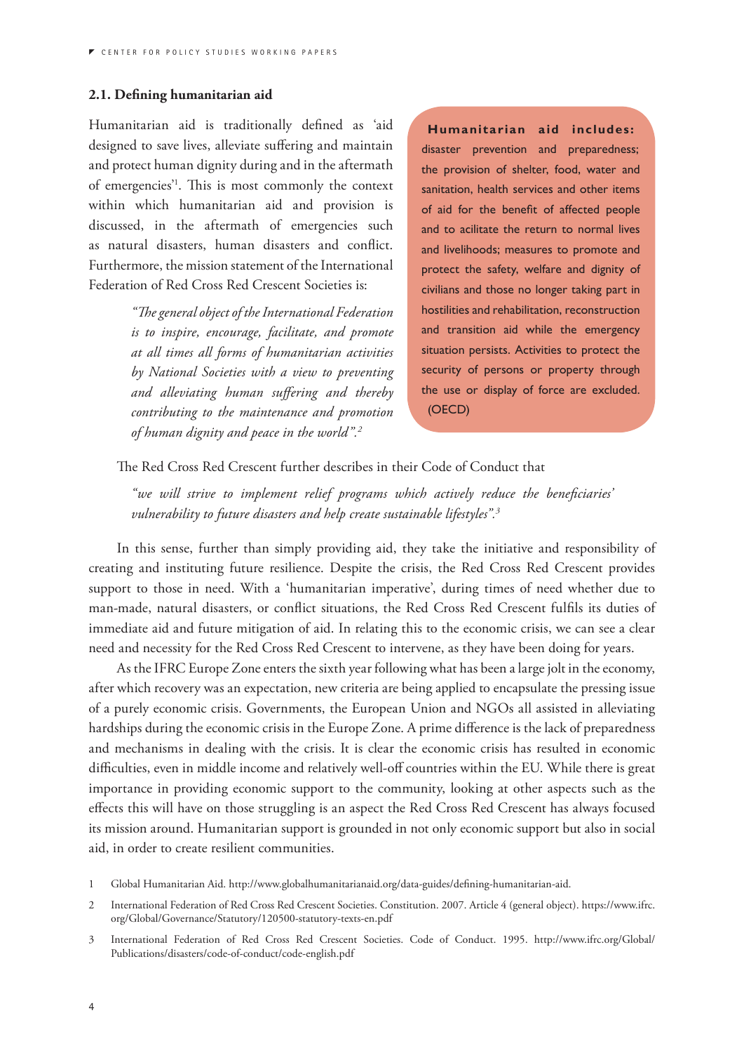## 2.1. Defining humanitarian aid

Humanitarian aid is traditionally defined as 'aid designed to save lives, alleviate suffering and maintain and protect human dignity during and in the aftermath of emergencies'[1]. This is most commonly the context within which humanitarian aid and provision is discussed, in the aftermath of emergencies such as natural disasters, human disasters and conflict. Furthermore, the mission statement of the International Federation of Red Cross Red Crescent Societies is:

> *"The general object of the International Federation is to inspire, encourage, facilitate, and promote at all times all forms of humanitarian activities by National Societies with a view to preventing and alleviating human suffering and thereby contributing to the maintenance and promotion of human dignity and peace in the world".*[2]

**Humanitarian aid includes:** disaster prevention and preparedness; the provision of shelter, food, water and sanitation, health services and other items of aid for the benefit of affected people and to acilitate the return to normal lives and livelihoods; measures to promote and protect the safety, welfare and dignity of civilians and those no longer taking part in hostilities and rehabilitation, reconstruction and transition aid while the emergency situation persists. Activities to protect the security of persons or property through the use or display of force are excluded. (OECD)

The Red Cross Red Crescent further describes in their Code of Conduct that

> *"we will strive to implement relief programs which actively reduce the beneficiaries' vulnerability to future disasters and help create sustainable lifestyles".*[3]

In this sense, further than simply providing aid, they take the initiative and responsibility of creating and instituting future resilience. Despite the crisis, the Red Cross Red Crescent provides support to those in need. With a 'humanitarian imperative', during times of need whether due to man-made, natural disasters, or conflict situations, the Red Cross Red Crescent fulfils its duties of immediate aid and future mitigation of aid. In relating this to the economic crisis, we can see a clear need and necessity for the Red Cross Red Crescent to intervene, as they have been doing for years.

As the IFRC Europe Zone enters the sixth year following what has been a large jolt in the economy, after which recovery was an expectation, new criteria are being applied to encapsulate the pressing issue of a purely economic crisis. Governments, the European Union and NGOs all assisted in alleviating hardships during the economic crisis in the Europe Zone. A prime difference is the lack of preparedness and mechanisms in dealing with the crisis. It is clear the economic crisis has resulted in economic difficulties, even in middle income and relatively well-off countries within the EU. While there is great importance in providing economic support to the community, looking at other aspects such as the effects this will have on those struggling is an aspect the Red Cross Red Crescent has always focused its mission around. Humanitarian support is grounded in not only economic support but also in social aid, in order to create resilient communities.

1 Global Humanitarian Aid. http://www.globalhumanitarianaid.org/data-guides/defining-humanitarian-aid.

2 International Federation of Red Cross Red Crescent Societies. Constitution. 2007. Article 4 (general object). https://www.ifrc.org/Global/Governance/Statutory/120500-statutory-texts-en.pdf

3 International Federation of Red Cross Red Crescent Societies. Code of Conduct. 1995. http://www.ifrc.org/Global/Publications/disasters/code-of-conduct/code-english.pdf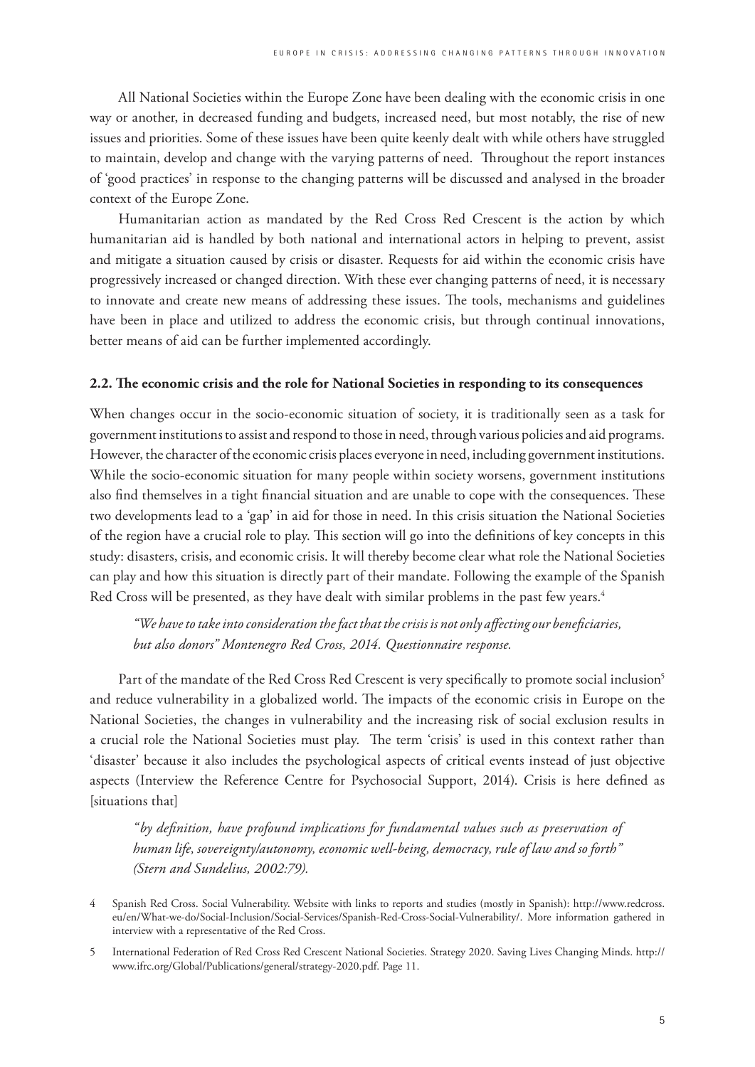All National Societies within the Europe Zone have been dealing with the economic crisis in one way or another, in decreased funding and budgets, increased need, but most notably, the rise of new issues and priorities. Some of these issues have been quite keenly dealt with while others have struggled to maintain, develop and change with the varying patterns of need. Throughout the report instances of 'good practices' in response to the changing patterns will be discussed and analysed in the broader context of the Europe Zone.

Humanitarian action as mandated by the Red Cross Red Crescent is the action by which humanitarian aid is handled by both national and international actors in helping to prevent, assist and mitigate a situation caused by crisis or disaster. Requests for aid within the economic crisis have progressively increased or changed direction. With these ever changing patterns of need, it is necessary to innovate and create new means of addressing these issues. The tools, mechanisms and guidelines have been in place and utilized to address the economic crisis, but through continual innovations, better means of aid can be further implemented accordingly.

### 2.2. The economic crisis and the role for National Societies in responding to its consequences

When changes occur in the socio-economic situation of society, it is traditionally seen as a task for government institutions to assist and respond to those in need, through various policies and aid programs. However, the character of the economic crisis places everyone in need, including government institutions. While the socio-economic situation for many people within society worsens, government institutions also find themselves in a tight financial situation and are unable to cope with the consequences. These two developments lead to a 'gap' in aid for those in need. In this crisis situation the National Societies of the region have a crucial role to play. This section will go into the definitions of key concepts in this study: disasters, crisis, and economic crisis. It will thereby become clear what role the National Societies can play and how this situation is directly part of their mandate. Following the example of the Spanish Red Cross will be presented, as they have dealt with similar problems in the past few years.[4]

> *"We have to take into consideration the fact that the crisis is not only affecting our beneficiaries, but also donors" Montenegro Red Cross, 2014. Questionnaire response.*

Part of the mandate of the Red Cross Red Crescent is very specifically to promote social inclusion[5] and reduce vulnerability in a globalized world. The impacts of the economic crisis in Europe on the National Societies, the changes in vulnerability and the increasing risk of social exclusion results in a crucial role the National Societies must play. The term 'crisis' is used in this context rather than 'disaster' because it also includes the psychological aspects of critical events instead of just objective aspects (Interview the Reference Centre for Psychosocial Support, 2014). Crisis is here defined as [situations that]

> *"by definition, have profound implications for fundamental values such as preservation of human life, sovereignty/autonomy, economic well-being, democracy, rule of law and so forth" (Stern and Sundelius, 2002:79).*

---

4 Spanish Red Cross. Social Vulnerability. Website with links to reports and studies (mostly in Spanish): http://www.redcross.eu/en/What-we-do/Social-Inclusion/Social-Services/Spanish-Red-Cross-Social-Vulnerability/. More information gathered in interview with a representative of the Red Cross.

5 International Federation of Red Cross Red Crescent National Societies. Strategy 2020. Saving Lives Changing Minds. http://www.ifrc.org/Global/Publications/general/strategy-2020.pdf. Page 11.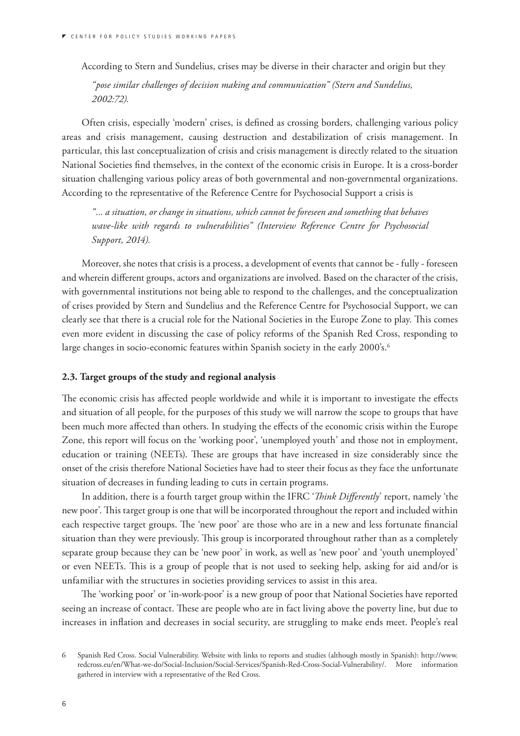According to Stern and Sundelius, crises may be diverse in their character and origin but they

> *"pose similar challenges of decision making and communication" (Stern and Sundelius, 2002:72).*

Often crisis, especially 'modern' crises, is defined as crossing borders, challenging various policy areas and crisis management, causing destruction and destabilization of crisis management. In particular, this last conceptualization of crisis and crisis management is directly related to the situation National Societies find themselves, in the context of the economic crisis in Europe. It is a cross-border situation challenging various policy areas of both governmental and non-governmental organizations. According to the representative of the Reference Centre for Psychosocial Support a crisis is

> *"... a situation, or change in situations, which cannot be foreseen and something that behaves wave-like with regards to vulnerabilities" (Interview Reference Centre for Psychosocial Support, 2014).*

Moreover, she notes that crisis is a process, a development of events that cannot be - fully - foreseen and wherein different groups, actors and organizations are involved. Based on the character of the crisis, with governmental institutions not being able to respond to the challenges, and the conceptualization of crises provided by Stern and Sundelius and the Reference Centre for Psychosocial Support, we can clearly see that there is a crucial role for the National Societies in the Europe Zone to play. This comes even more evident in discussing the case of policy reforms of the Spanish Red Cross, responding to large changes in socio-economic features within Spanish society in the early 2000's.[6]

### 2.3. Target groups of the study and regional analysis

The economic crisis has affected people worldwide and while it is important to investigate the effects and situation of all people, for the purposes of this study we will narrow the scope to groups that have been much more affected than others. In studying the effects of the economic crisis within the Europe Zone, this report will focus on the 'working poor', 'unemployed youth' and those not in employment, education or training (NEETs). These are groups that have increased in size considerably since the onset of the crisis therefore National Societies have had to steer their focus as they face the unfortunate situation of decreases in funding leading to cuts in certain programs.

In addition, there is a fourth target group within the IFRC '*Think Differently*' report, namely 'the new poor'. This target group is one that will be incorporated throughout the report and included within each respective target groups. The 'new poor' are those who are in a new and less fortunate financial situation than they were previously. This group is incorporated throughout rather than as a completely separate group because they can be 'new poor' in work, as well as 'new poor' and 'youth unemployed' or even NEETs. This is a group of people that is not used to seeking help, asking for aid and/or is unfamiliar with the structures in societies providing services to assist in this area.

The 'working poor' or 'in-work-poor' is a new group of poor that National Societies have reported seeing an increase of contact. These are people who are in fact living above the poverty line, but due to increases in inflation and decreases in social security, are struggling to make ends meet. People's real

---

6 Spanish Red Cross. Social Vulnerability. Website with links to reports and studies (although mostly in Spanish): http://www.redcross.eu/en/What-we-do/Social-Inclusion/Social-Services/Spanish-Red-Cross-Social-Vulnerability/. More information gathered in interview with a representative of the Red Cross.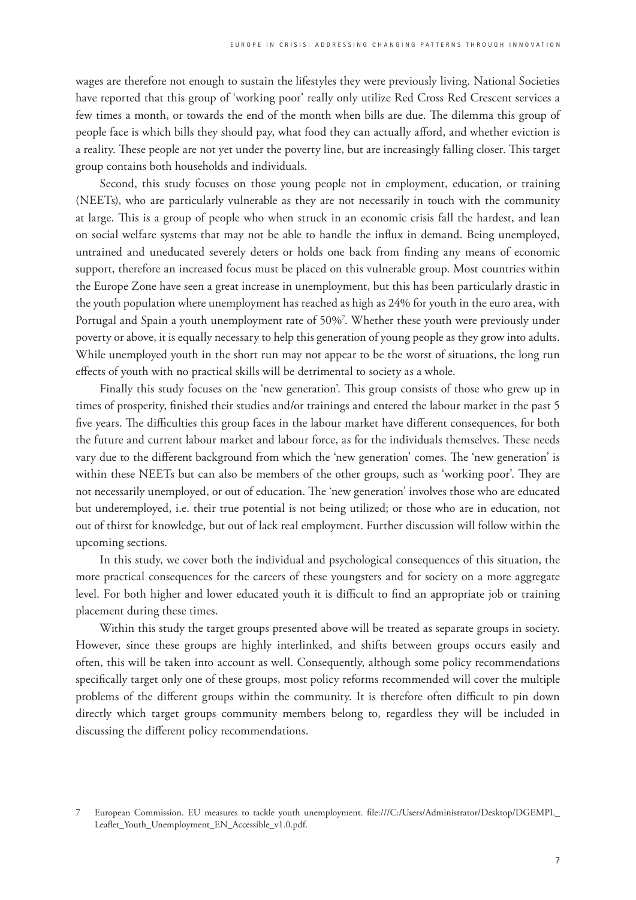wages are therefore not enough to sustain the lifestyles they were previously living. National Societies have reported that this group of 'working poor' really only utilize Red Cross Red Crescent services a few times a month, or towards the end of the month when bills are due. The dilemma this group of people face is which bills they should pay, what food they can actually afford, and whether eviction is a reality. These people are not yet under the poverty line, but are increasingly falling closer. This target group contains both households and individuals.

Second, this study focuses on those young people not in employment, education, or training (NEETs), who are particularly vulnerable as they are not necessarily in touch with the community at large. This is a group of people who when struck in an economic crisis fall the hardest, and lean on social welfare systems that may not be able to handle the influx in demand. Being unemployed, untrained and uneducated severely deters or holds one back from finding any means of economic support, therefore an increased focus must be placed on this vulnerable group. Most countries within the Europe Zone have seen a great increase in unemployment, but this has been particularly drastic in the youth population where unemployment has reached as high as 24% for youth in the euro area, with Portugal and Spain a youth unemployment rate of 50%[7]. Whether these youth were previously under poverty or above, it is equally necessary to help this generation of young people as they grow into adults. While unemployed youth in the short run may not appear to be the worst of situations, the long run effects of youth with no practical skills will be detrimental to society as a whole.

Finally this study focuses on the 'new generation'. This group consists of those who grew up in times of prosperity, finished their studies and/or trainings and entered the labour market in the past 5 five years. The difficulties this group faces in the labour market have different consequences, for both the future and current labour market and labour force, as for the individuals themselves. These needs vary due to the different background from which the 'new generation' comes. The 'new generation' is within these NEETs but can also be members of the other groups, such as 'working poor'. They are not necessarily unemployed, or out of education. The 'new generation' involves those who are educated but underemployed, i.e. their true potential is not being utilized; or those who are in education, not out of thirst for knowledge, but out of lack real employment. Further discussion will follow within the upcoming sections.

In this study, we cover both the individual and psychological consequences of this situation, the more practical consequences for the careers of these youngsters and for society on a more aggregate level. For both higher and lower educated youth it is difficult to find an appropriate job or training placement during these times.

Within this study the target groups presented above will be treated as separate groups in society. However, since these groups are highly interlinked, and shifts between groups occurs easily and often, this will be taken into account as well. Consequently, although some policy recommendations specifically target only one of these groups, most policy reforms recommended will cover the multiple problems of the different groups within the community. It is therefore often difficult to pin down directly which target groups community members belong to, regardless they will be included in discussing the different policy recommendations.

7 European Commission. EU measures to tackle youth unemployment. file:///C:/Users/Administrator/Desktop/DGEMPL_Leaflet_Youth_Unemployment_EN_Accessible_v1.0.pdf.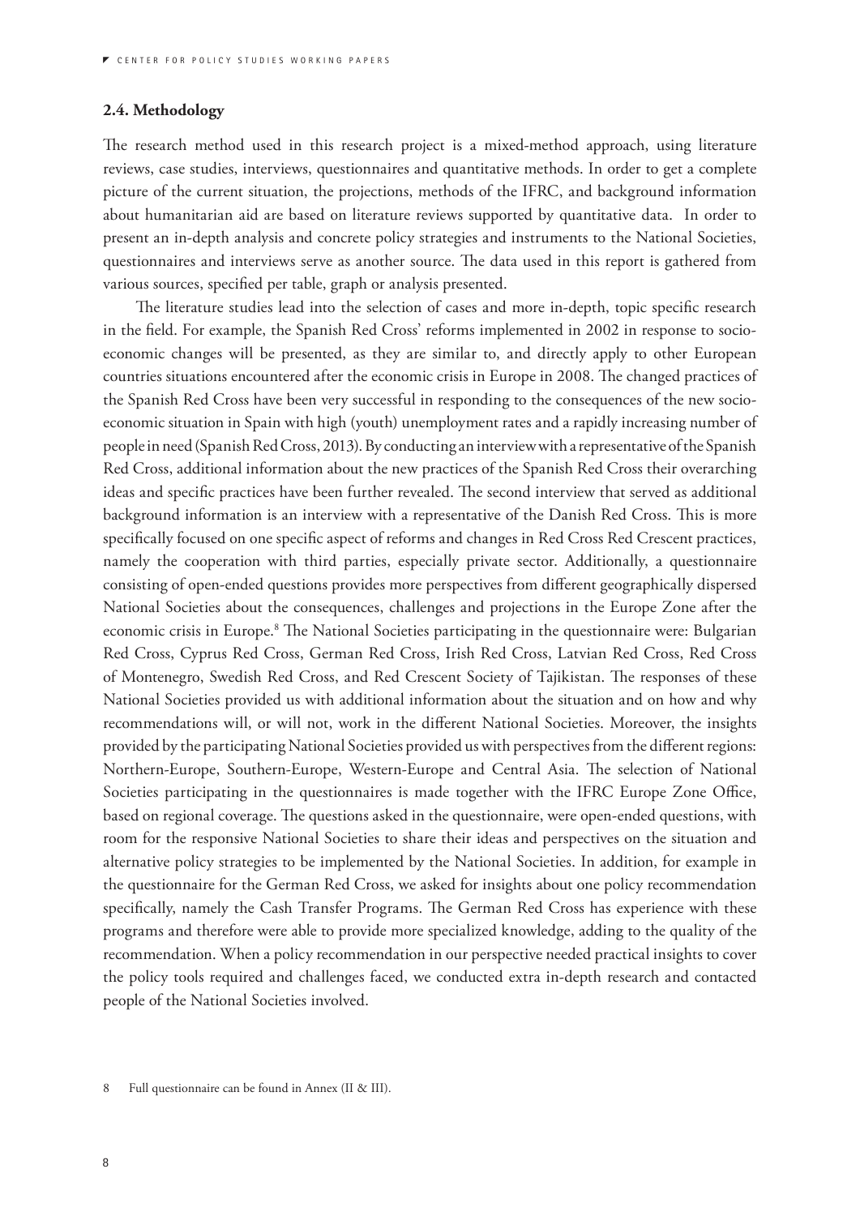### 2.4. Methodology

The research method used in this research project is a mixed-method approach, using literature reviews, case studies, interviews, questionnaires and quantitative methods. In order to get a complete picture of the current situation, the projections, methods of the IFRC, and background information about humanitarian aid are based on literature reviews supported by quantitative data. In order to present an in-depth analysis and concrete policy strategies and instruments to the National Societies, questionnaires and interviews serve as another source. The data used in this report is gathered from various sources, specified per table, graph or analysis presented.

The literature studies lead into the selection of cases and more in-depth, topic specific research in the field. For example, the Spanish Red Cross' reforms implemented in 2002 in response to socio-economic changes will be presented, as they are similar to, and directly apply to other European countries situations encountered after the economic crisis in Europe in 2008. The changed practices of the Spanish Red Cross have been very successful in responding to the consequences of the new socio-economic situation in Spain with high (youth) unemployment rates and a rapidly increasing number of people in need (Spanish Red Cross, 2013). By conducting an interview with a representative of the Spanish Red Cross, additional information about the new practices of the Spanish Red Cross their overarching ideas and specific practices have been further revealed. The second interview that served as additional background information is an interview with a representative of the Danish Red Cross. This is more specifically focused on one specific aspect of reforms and changes in Red Cross Red Crescent practices, namely the cooperation with third parties, especially private sector. Additionally, a questionnaire consisting of open-ended questions provides more perspectives from different geographically dispersed National Societies about the consequences, challenges and projections in the Europe Zone after the economic crisis in Europe.[8] The National Societies participating in the questionnaire were: Bulgarian Red Cross, Cyprus Red Cross, German Red Cross, Irish Red Cross, Latvian Red Cross, Red Cross of Montenegro, Swedish Red Cross, and Red Crescent Society of Tajikistan. The responses of these National Societies provided us with additional information about the situation and on how and why recommendations will, or will not, work in the different National Societies. Moreover, the insights provided by the participating National Societies provided us with perspectives from the different regions: Northern-Europe, Southern-Europe, Western-Europe and Central Asia. The selection of National Societies participating in the questionnaires is made together with the IFRC Europe Zone Office, based on regional coverage. The questions asked in the questionnaire, were open-ended questions, with room for the responsive National Societies to share their ideas and perspectives on the situation and alternative policy strategies to be implemented by the National Societies. In addition, for example in the questionnaire for the German Red Cross, we asked for insights about one policy recommendation specifically, namely the Cash Transfer Programs. The German Red Cross has experience with these programs and therefore were able to provide more specialized knowledge, adding to the quality of the recommendation. When a policy recommendation in our perspective needed practical insights to cover the policy tools required and challenges faced, we conducted extra in-depth research and contacted people of the National Societies involved.

8 Full questionnaire can be found in Annex (II & III).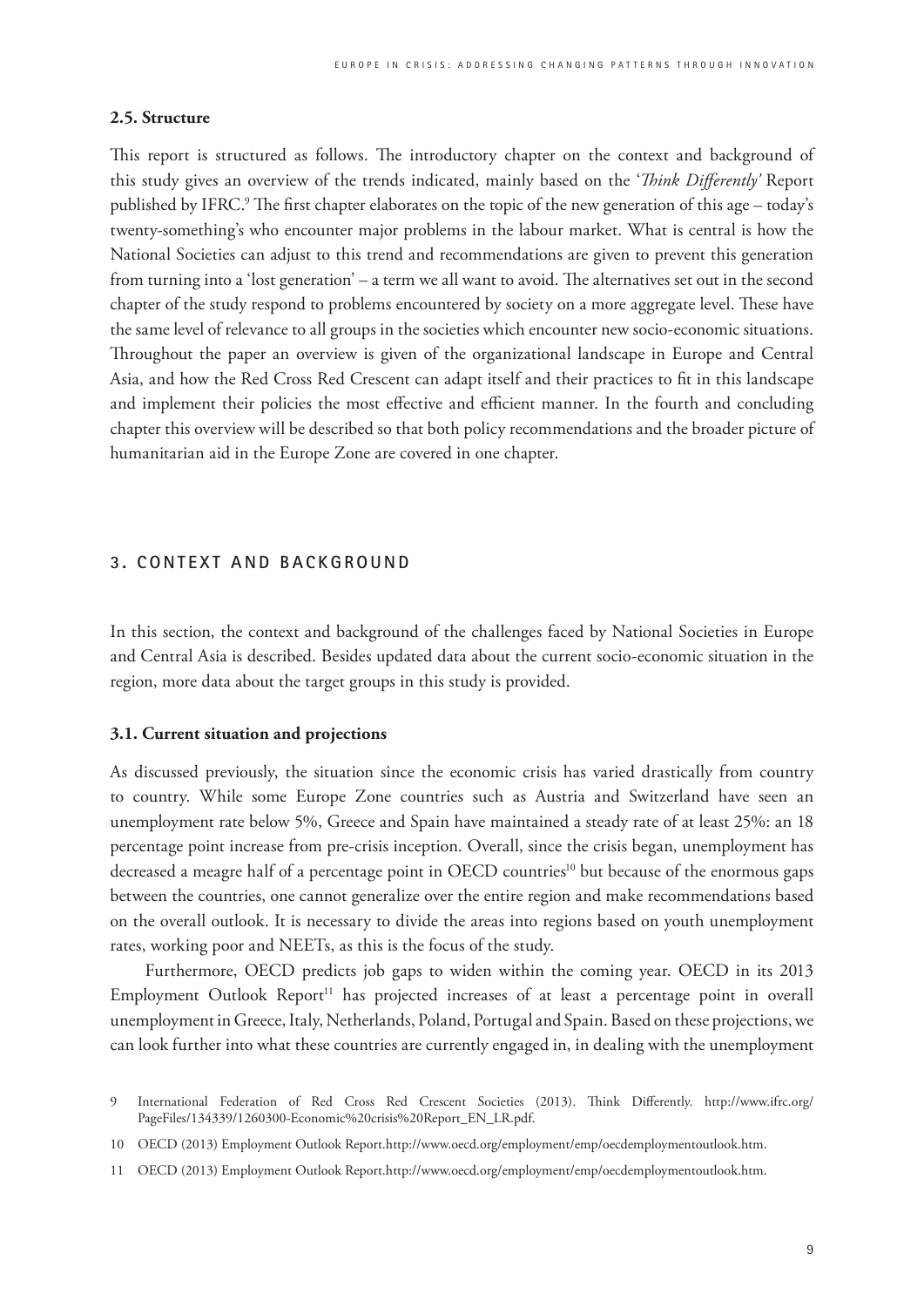### 2.5. Structure

This report is structured as follows. The introductory chapter on the context and background of this study gives an overview of the trends indicated, mainly based on the '*Think Differently*' Report published by IFRC.[9] The first chapter elaborates on the topic of the new generation of this age – today's twenty-something's who encounter major problems in the labour market. What is central is how the National Societies can adjust to this trend and recommendations are given to prevent this generation from turning into a 'lost generation' – a term we all want to avoid. The alternatives set out in the second chapter of the study respond to problems encountered by society on a more aggregate level. These have the same level of relevance to all groups in the societies which encounter new socio-economic situations. Throughout the paper an overview is given of the organizational landscape in Europe and Central Asia, and how the Red Cross Red Crescent can adapt itself and their practices to fit in this landscape and implement their policies the most effective and efficient manner. In the fourth and concluding chapter this overview will be described so that both policy recommendations and the broader picture of humanitarian aid in the Europe Zone are covered in one chapter.

## 3. CONTEXT AND BACKGROUND

In this section, the context and background of the challenges faced by National Societies in Europe and Central Asia is described. Besides updated data about the current socio-economic situation in the region, more data about the target groups in this study is provided.

### 3.1. Current situation and projections

As discussed previously, the situation since the economic crisis has varied drastically from country to country. While some Europe Zone countries such as Austria and Switzerland have seen an unemployment rate below 5%, Greece and Spain have maintained a steady rate of at least 25%: an 18 percentage point increase from pre-crisis inception. Overall, since the crisis began, unemployment has decreased a meagre half of a percentage point in OECD countries[10] but because of the enormous gaps between the countries, one cannot generalize over the entire region and make recommendations based on the overall outlook. It is necessary to divide the areas into regions based on youth unemployment rates, working poor and NEETs, as this is the focus of the study.

Furthermore, OECD predicts job gaps to widen within the coming year. OECD in its 2013 Employment Outlook Report[11] has projected increases of at least a percentage point in overall unemployment in Greece, Italy, Netherlands, Poland, Portugal and Spain. Based on these projections, we can look further into what these countries are currently engaged in, in dealing with the unemployment

---

9 International Federation of Red Cross Red Crescent Societies (2013). Think Differently. http://www.ifrc.org/PageFiles/134339/1260300-Economic%20crisis%20Report_EN_LR.pdf.

10 OECD (2013) Employment Outlook Report.http://www.oecd.org/employment/emp/oecdemploymentoutlook.htm.

11 OECD (2013) Employment Outlook Report.http://www.oecd.org/employment/emp/oecdemploymentoutlook.htm.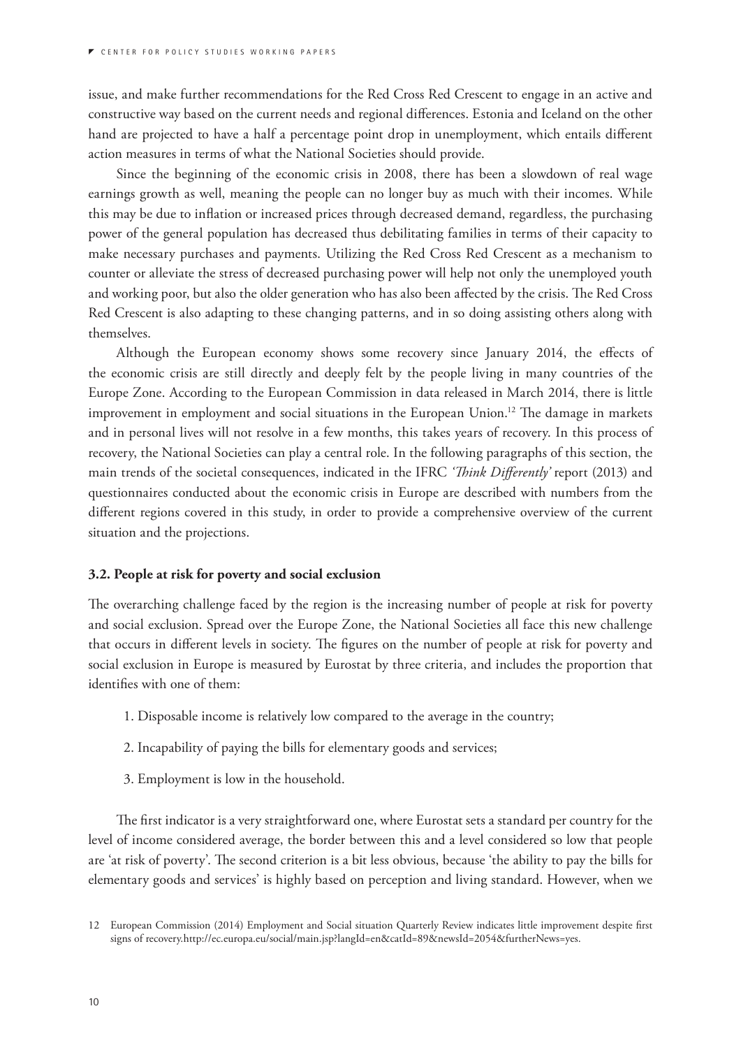issue, and make further recommendations for the Red Cross Red Crescent to engage in an active and constructive way based on the current needs and regional differences. Estonia and Iceland on the other hand are projected to have a half a percentage point drop in unemployment, which entails different action measures in terms of what the National Societies should provide.

Since the beginning of the economic crisis in 2008, there has been a slowdown of real wage earnings growth as well, meaning the people can no longer buy as much with their incomes. While this may be due to inflation or increased prices through decreased demand, regardless, the purchasing power of the general population has decreased thus debilitating families in terms of their capacity to make necessary purchases and payments. Utilizing the Red Cross Red Crescent as a mechanism to counter or alleviate the stress of decreased purchasing power will help not only the unemployed youth and working poor, but also the older generation who has also been affected by the crisis. The Red Cross Red Crescent is also adapting to these changing patterns, and in so doing assisting others along with themselves.

Although the European economy shows some recovery since January 2014, the effects of the economic crisis are still directly and deeply felt by the people living in many countries of the Europe Zone. According to the European Commission in data released in March 2014, there is little improvement in employment and social situations in the European Union.[12] The damage in markets and in personal lives will not resolve in a few months, this takes years of recovery. In this process of recovery, the National Societies can play a central role. In the following paragraphs of this section, the main trends of the societal consequences, indicated in the IFRC *'Think Differently'* report (2013) and questionnaires conducted about the economic crisis in Europe are described with numbers from the different regions covered in this study, in order to provide a comprehensive overview of the current situation and the projections.

### 3.2. People at risk for poverty and social exclusion

The overarching challenge faced by the region is the increasing number of people at risk for poverty and social exclusion. Spread over the Europe Zone, the National Societies all face this new challenge that occurs in different levels in society. The figures on the number of people at risk for poverty and social exclusion in Europe is measured by Eurostat by three criteria, and includes the proportion that identifies with one of them:

1. Disposable income is relatively low compared to the average in the country;
2. Incapability of paying the bills for elementary goods and services;
3. Employment is low in the household.

The first indicator is a very straightforward one, where Eurostat sets a standard per country for the level of income considered average, the border between this and a level considered so low that people are 'at risk of poverty'. The second criterion is a bit less obvious, because 'the ability to pay the bills for elementary goods and services' is highly based on perception and living standard. However, when we

12 European Commission (2014) Employment and Social situation Quarterly Review indicates little improvement despite first signs of recovery.http://ec.europa.eu/social/main.jsp?langId=en&catId=89&newsId=2054&furtherNews=yes.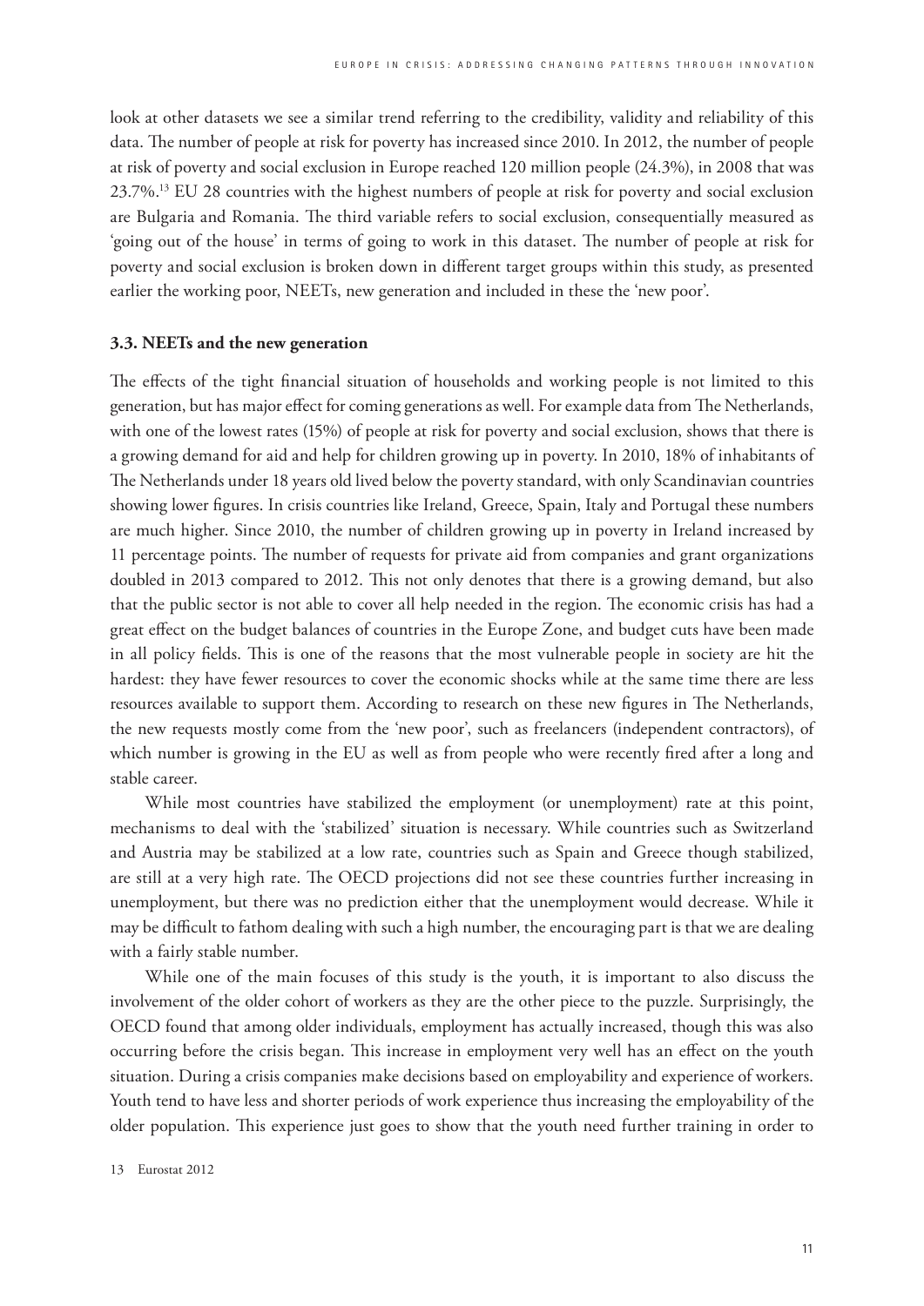look at other datasets we see a similar trend referring to the credibility, validity and reliability of this data. The number of people at risk for poverty has increased since 2010. In 2012, the number of people at risk of poverty and social exclusion in Europe reached 120 million people (24.3%), in 2008 that was 23.7%.[13] EU 28 countries with the highest numbers of people at risk for poverty and social exclusion are Bulgaria and Romania. The third variable refers to social exclusion, consequentially measured as 'going out of the house' in terms of going to work in this dataset. The number of people at risk for poverty and social exclusion is broken down in different target groups within this study, as presented earlier the working poor, NEETs, new generation and included in these the 'new poor'.

### 3.3. NEETs and the new generation

The effects of the tight financial situation of households and working people is not limited to this generation, but has major effect for coming generations as well. For example data from The Netherlands, with one of the lowest rates (15%) of people at risk for poverty and social exclusion, shows that there is a growing demand for aid and help for children growing up in poverty. In 2010, 18% of inhabitants of The Netherlands under 18 years old lived below the poverty standard, with only Scandinavian countries showing lower figures. In crisis countries like Ireland, Greece, Spain, Italy and Portugal these numbers are much higher. Since 2010, the number of children growing up in poverty in Ireland increased by 11 percentage points. The number of requests for private aid from companies and grant organizations doubled in 2013 compared to 2012. This not only denotes that there is a growing demand, but also that the public sector is not able to cover all help needed in the region. The economic crisis has had a great effect on the budget balances of countries in the Europe Zone, and budget cuts have been made in all policy fields. This is one of the reasons that the most vulnerable people in society are hit the hardest: they have fewer resources to cover the economic shocks while at the same time there are less resources available to support them. According to research on these new figures in The Netherlands, the new requests mostly come from the 'new poor', such as freelancers (independent contractors), of which number is growing in the EU as well as from people who were recently fired after a long and stable career.

While most countries have stabilized the employment (or unemployment) rate at this point, mechanisms to deal with the 'stabilized' situation is necessary. While countries such as Switzerland and Austria may be stabilized at a low rate, countries such as Spain and Greece though stabilized, are still at a very high rate. The OECD projections did not see these countries further increasing in unemployment, but there was no prediction either that the unemployment would decrease. While it may be difficult to fathom dealing with such a high number, the encouraging part is that we are dealing with a fairly stable number.

While one of the main focuses of this study is the youth, it is important to also discuss the involvement of the older cohort of workers as they are the other piece to the puzzle. Surprisingly, the OECD found that among older individuals, employment has actually increased, though this was also occurring before the crisis began. This increase in employment very well has an effect on the youth situation. During a crisis companies make decisions based on employability and experience of workers. Youth tend to have less and shorter periods of work experience thus increasing the employability of the older population. This experience just goes to show that the youth need further training in order to

13 Eurostat 2012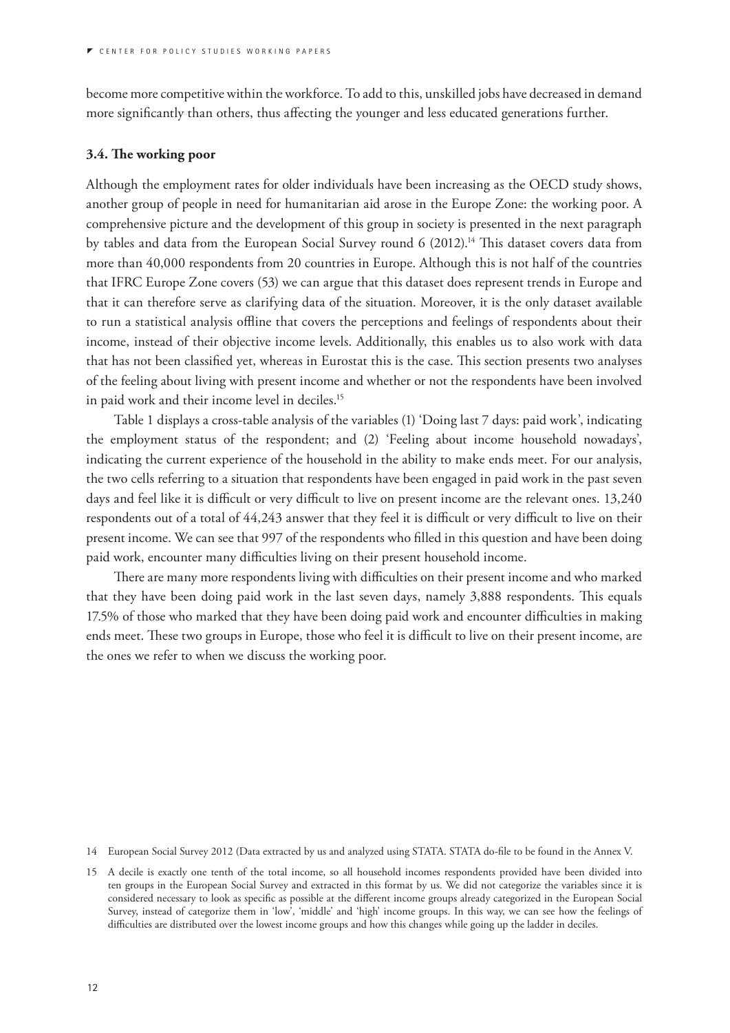become more competitive within the workforce. To add to this, unskilled jobs have decreased in demand more significantly than others, thus affecting the younger and less educated generations further.

### 3.4. The working poor

Although the employment rates for older individuals have been increasing as the OECD study shows, another group of people in need for humanitarian aid arose in the Europe Zone: the working poor. A comprehensive picture and the development of this group in society is presented in the next paragraph by tables and data from the European Social Survey round 6 (2012).[14] This dataset covers data from more than 40,000 respondents from 20 countries in Europe. Although this is not half of the countries that IFRC Europe Zone covers (53) we can argue that this dataset does represent trends in Europe and that it can therefore serve as clarifying data of the situation. Moreover, it is the only dataset available to run a statistical analysis offline that covers the perceptions and feelings of respondents about their income, instead of their objective income levels. Additionally, this enables us to also work with data that has not been classified yet, whereas in Eurostat this is the case. This section presents two analyses of the feeling about living with present income and whether or not the respondents have been involved in paid work and their income level in deciles.[15]

Table 1 displays a cross-table analysis of the variables (1) 'Doing last 7 days: paid work', indicating the employment status of the respondent; and (2) 'Feeling about income household nowadays', indicating the current experience of the household in the ability to make ends meet. For our analysis, the two cells referring to a situation that respondents have been engaged in paid work in the past seven days and feel like it is difficult or very difficult to live on present income are the relevant ones. 13,240 respondents out of a total of 44,243 answer that they feel it is difficult or very difficult to live on their present income. We can see that 997 of the respondents who filled in this question and have been doing paid work, encounter many difficulties living on their present household income.

There are many more respondents living with difficulties on their present income and who marked that they have been doing paid work in the last seven days, namely 3,888 respondents. This equals 17.5% of those who marked that they have been doing paid work and encounter difficulties in making ends meet. These two groups in Europe, those who feel it is difficult to live on their present income, are the ones we refer to when we discuss the working poor.

14 European Social Survey 2012 (Data extracted by us and analyzed using STATA. STATA do-file to be found in the Annex V.

15 A decile is exactly one tenth of the total income, so all household incomes respondents provided have been divided into ten groups in the European Social Survey and extracted in this format by us. We did not categorize the variables since it is considered necessary to look as specific as possible at the different income groups already categorized in the European Social Survey, instead of categorize them in 'low', 'middle' and 'high' income groups. In this way, we can see how the feelings of difficulties are distributed over the lowest income groups and how this changes while going up the ladder in deciles.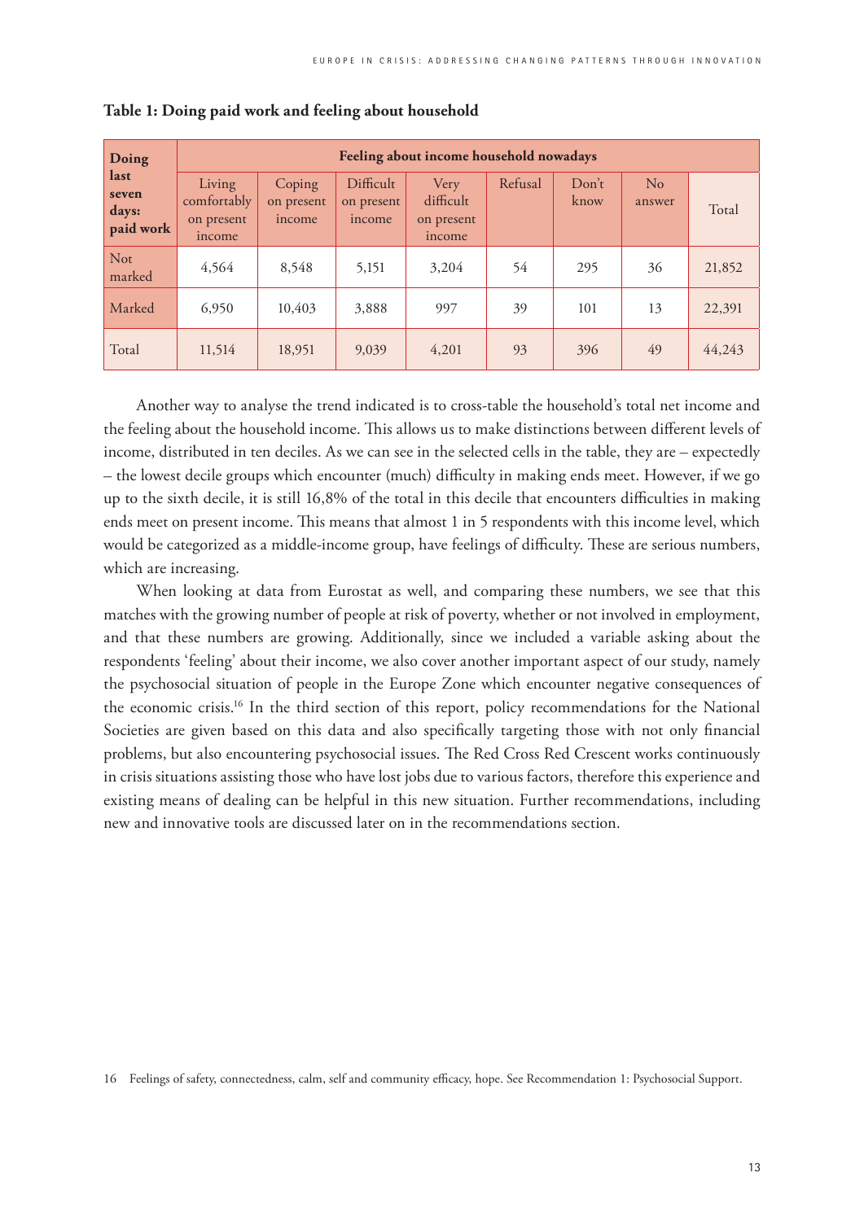**Table 1: Doing paid work and feeling about household**

| Doing last seven days: paid work | Feeling about income household nowadays | | | | | | | |
|---|---|---|---|---|---|---|---|---|
| | Living comfortably on present income | Coping on present income | Difficult on present income | Very difficult on present income | Refusal | Don't know | No answer | Total |
| Not marked | 4,564 | 8,548 | 5,151 | 3,204 | 54 | 295 | 36 | 21,852 |
| Marked | 6,950 | 10,403 | 3,888 | 997 | 39 | 101 | 13 | 22,391 |
| Total | 11,514 | 18,951 | 9,039 | 4,201 | 93 | 396 | 49 | 44,243 |

Another way to analyse the trend indicated is to cross-table the household's total net income and the feeling about the household income. This allows us to make distinctions between different levels of income, distributed in ten deciles. As we can see in the selected cells in the table, they are – expectedly – the lowest decile groups which encounter (much) difficulty in making ends meet. However, if we go up to the sixth decile, it is still 16,8% of the total in this decile that encounters difficulties in making ends meet on present income. This means that almost 1 in 5 respondents with this income level, which would be categorized as a middle-income group, have feelings of difficulty. These are serious numbers, which are increasing.

When looking at data from Eurostat as well, and comparing these numbers, we see that this matches with the growing number of people at risk of poverty, whether or not involved in employment, and that these numbers are growing. Additionally, since we included a variable asking about the respondents 'feeling' about their income, we also cover another important aspect of our study, namely the psychosocial situation of people in the Europe Zone which encounter negative consequences of the economic crisis.[16] In the third section of this report, policy recommendations for the National Societies are given based on this data and also specifically targeting those with not only financial problems, but also encountering psychosocial issues. The Red Cross Red Crescent works continuously in crisis situations assisting those who have lost jobs due to various factors, therefore this experience and existing means of dealing can be helpful in this new situation. Further recommendations, including new and innovative tools are discussed later on in the recommendations section.

16 Feelings of safety, connectedness, calm, self and community efficacy, hope. See Recommendation 1: Psychosocial Support.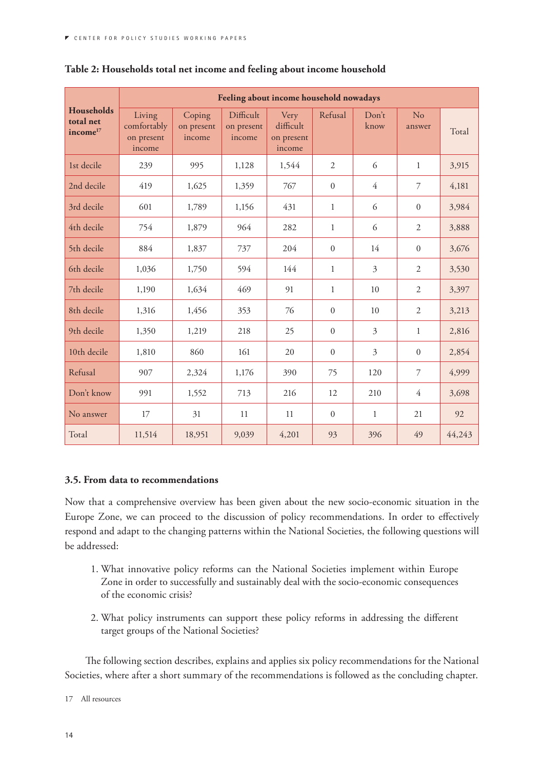**Table 2: Households total net income and feeling about income household**

| Households total net income[17] | Feeling about income household nowadays | | | | | | | |
|---|---|---|---|---|---|---|---|---|
| | Living comfortably on present income | Coping on present income | Difficult on present income | Very difficult on present income | Refusal | Don't know | No answer | Total |
| 1st decile | 239 | 995 | 1,128 | 1,544 | 2 | 6 | 1 | 3,915 |
| 2nd decile | 419 | 1,625 | 1,359 | 767 | 0 | 4 | 7 | 4,181 |
| 3rd decile | 601 | 1,789 | 1,156 | 431 | 1 | 6 | 0 | 3,984 |
| 4th decile | 754 | 1,879 | 964 | 282 | 1 | 6 | 2 | 3,888 |
| 5th decile | 884 | 1,837 | 737 | 204 | 0 | 14 | 0 | 3,676 |
| 6th decile | 1,036 | 1,750 | 594 | 144 | 1 | 3 | 2 | 3,530 |
| 7th decile | 1,190 | 1,634 | 469 | 91 | 1 | 10 | 2 | 3,397 |
| 8th decile | 1,316 | 1,456 | 353 | 76 | 0 | 10 | 2 | 3,213 |
| 9th decile | 1,350 | 1,219 | 218 | 25 | 0 | 3 | 1 | 2,816 |
| 10th decile | 1,810 | 860 | 161 | 20 | 0 | 3 | 0 | 2,854 |
| Refusal | 907 | 2,324 | 1,176 | 390 | 75 | 120 | 7 | 4,999 |
| Don't know | 991 | 1,552 | 713 | 216 | 12 | 210 | 4 | 3,698 |
| No answer | 17 | 31 | 11 | 11 | 0 | 1 | 21 | 92 |
| Total | 11,514 | 18,951 | 9,039 | 4,201 | 93 | 396 | 49 | 44,243 |

### 3.5. From data to recommendations

Now that a comprehensive overview has been given about the new socio-economic situation in the Europe Zone, we can proceed to the discussion of policy recommendations. In order to effectively respond and adapt to the changing patterns within the National Societies, the following questions will be addressed:

1. What innovative policy reforms can the National Societies implement within Europe Zone in order to successfully and sustainably deal with the socio-economic consequences of the economic crisis?
2. What policy instruments can support these policy reforms in addressing the different target groups of the National Societies?

The following section describes, explains and applies six policy recommendations for the National Societies, where after a short summary of the recommendations is followed as the concluding chapter.

17 All resources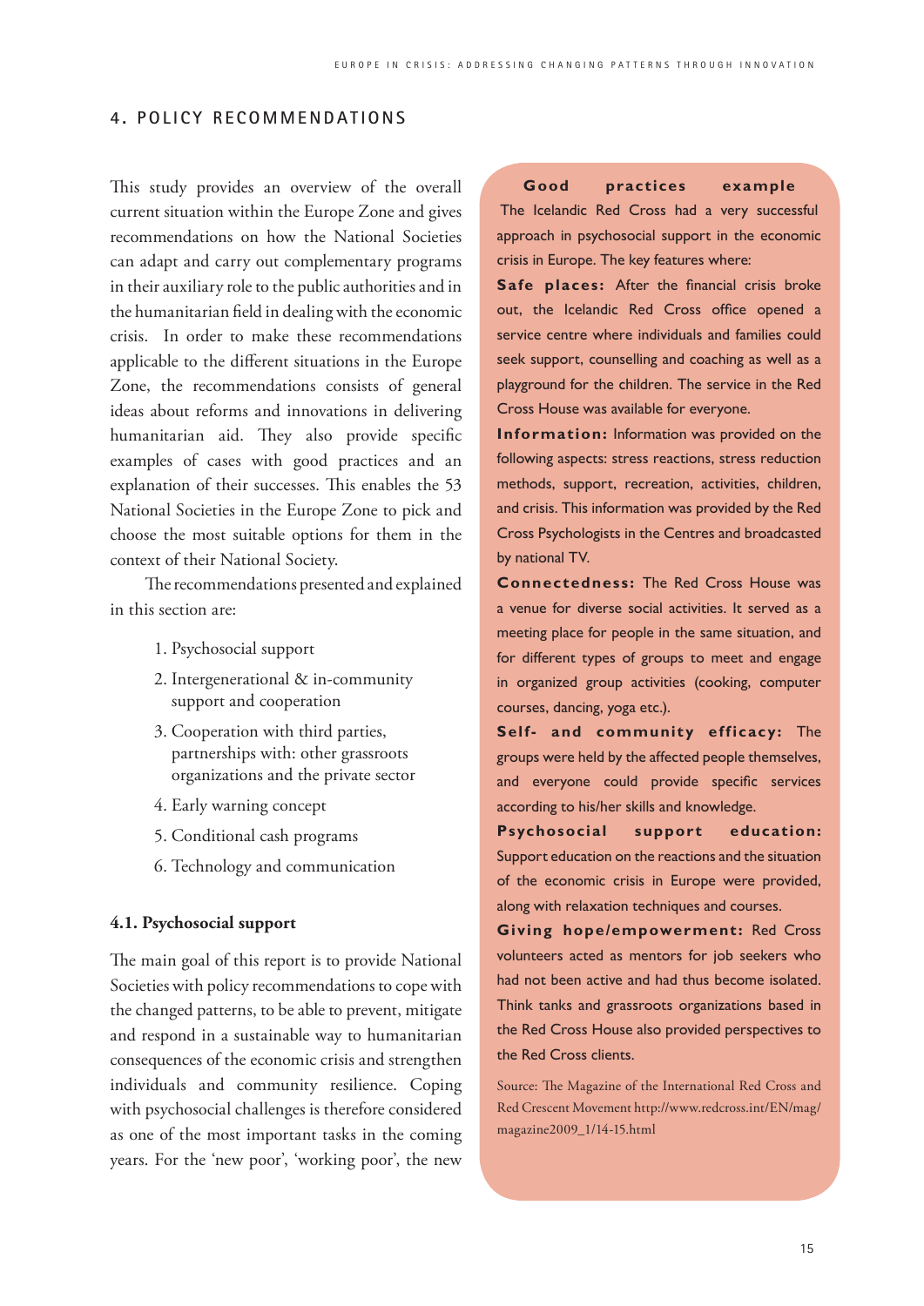## 4. POLICY RECOMMENDATIONS

This study provides an overview of the overall current situation within the Europe Zone and gives recommendations on how the National Societies can adapt and carry out complementary programs in their auxiliary role to the public authorities and in the humanitarian field in dealing with the economic crisis. In order to make these recommendations applicable to the different situations in the Europe Zone, the recommendations consists of general ideas about reforms and innovations in delivering humanitarian aid. They also provide specific examples of cases with good practices and an explanation of their successes. This enables the 53 National Societies in the Europe Zone to pick and choose the most suitable options for them in the context of their National Society.

The recommendations presented and explained in this section are:

1. Psychosocial support
2. Intergenerational & in-community support and cooperation
3. Cooperation with third parties, partnerships with: other grassroots organizations and the private sector
4. Early warning concept
5. Conditional cash programs
6. Technology and communication

### 4.1. Psychosocial support

The main goal of this report is to provide National Societies with policy recommendations to cope with the changed patterns, to be able to prevent, mitigate and respond in a sustainable way to humanitarian consequences of the economic crisis and strengthen individuals and community resilience. Coping with psychosocial challenges is therefore considered as one of the most important tasks in the coming years. For the 'new poor', 'working poor', the new

**Good practices example**

The Icelandic Red Cross had a very successful approach in psychosocial support in the economic crisis in Europe. The key features where:

**Safe places:** After the financial crisis broke out, the Icelandic Red Cross office opened a service centre where individuals and families could seek support, counselling and coaching as well as a playground for the children. The service in the Red Cross House was available for everyone.

**Information:** Information was provided on the following aspects: stress reactions, stress reduction methods, support, recreation, activities, children, and crisis. This information was provided by the Red Cross Psychologists in the Centres and broadcasted by national TV.

**Connectedness:** The Red Cross House was a venue for diverse social activities. It served as a meeting place for people in the same situation, and for different types of groups to meet and engage in organized group activities (cooking, computer courses, dancing, yoga etc.).

**Self- and community efficacy:** The groups were held by the affected people themselves, and everyone could provide specific services according to his/her skills and knowledge.

**Psychosocial support education:** Support education on the reactions and the situation of the economic crisis in Europe were provided, along with relaxation techniques and courses.

**Giving hope/empowerment:** Red Cross volunteers acted as mentors for job seekers who had not been active and had thus become isolated. Think tanks and grassroots organizations based in the Red Cross House also provided perspectives to the Red Cross clients.

Source: The Magazine of the International Red Cross and Red Crescent Movement http://www.redcross.int/EN/mag/magazine2009_1/14-15.html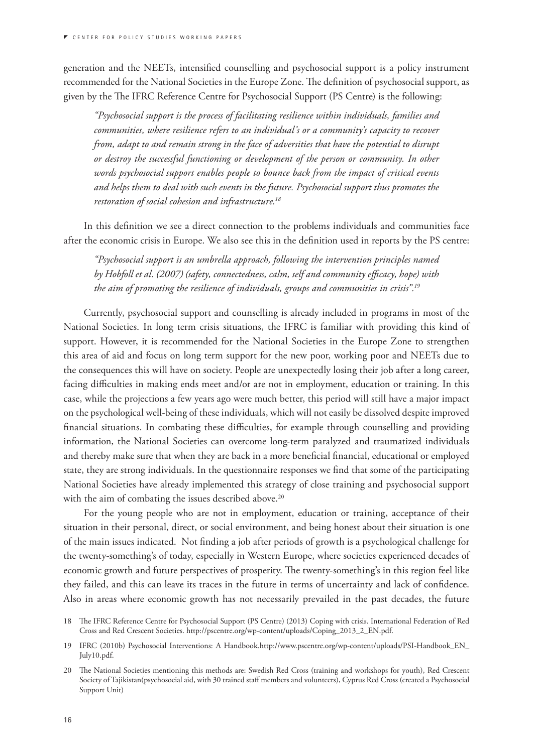generation and the NEETs, intensified counselling and psychosocial support is a policy instrument recommended for the National Societies in the Europe Zone. The definition of psychosocial support, as given by the The IFRC Reference Centre for Psychosocial Support (PS Centre) is the following:

> *"Psychosocial support is the process of facilitating resilience within individuals, families and communities, where resilience refers to an individual's or a community's capacity to recover from, adapt to and remain strong in the face of adversities that have the potential to disrupt or destroy the successful functioning or development of the person or community. In other words psychosocial support enables people to bounce back from the impact of critical events and helps them to deal with such events in the future. Psychosocial support thus promotes the restoration of social cohesion and infrastructure.*[18]

In this definition we see a direct connection to the problems individuals and communities face after the economic crisis in Europe. We also see this in the definition used in reports by the PS centre:

> *"Psychosocial support is an umbrella approach, following the intervention principles named by Hobfoll et al. (2007) (safety, connectedness, calm, self and community efficacy, hope) with the aim of promoting the resilience of individuals, groups and communities in crisis".*[19]

Currently, psychosocial support and counselling is already included in programs in most of the National Societies. In long term crisis situations, the IFRC is familiar with providing this kind of support. However, it is recommended for the National Societies in the Europe Zone to strengthen this area of aid and focus on long term support for the new poor, working poor and NEETs due to the consequences this will have on society. People are unexpectedly losing their job after a long career, facing difficulties in making ends meet and/or are not in employment, education or training. In this case, while the projections a few years ago were much better, this period will still have a major impact on the psychological well-being of these individuals, which will not easily be dissolved despite improved financial situations. In combating these difficulties, for example through counselling and providing information, the National Societies can overcome long-term paralyzed and traumatized individuals and thereby make sure that when they are back in a more beneficial financial, educational or employed state, they are strong individuals. In the questionnaire responses we find that some of the participating National Societies have already implemented this strategy of close training and psychosocial support with the aim of combating the issues described above.[20]

For the young people who are not in employment, education or training, acceptance of their situation in their personal, direct, or social environment, and being honest about their situation is one of the main issues indicated. Not finding a job after periods of growth is a psychological challenge for the twenty-something's of today, especially in Western Europe, where societies experienced decades of economic growth and future perspectives of prosperity. The twenty-something's in this region feel like they failed, and this can leave its traces in the future in terms of uncertainty and lack of confidence. Also in areas where economic growth has not necessarily prevailed in the past decades, the future

18 The IFRC Reference Centre for Psychosocial Support (PS Centre) (2013) Coping with crisis. International Federation of Red Cross and Red Crescent Societies. http://pscentre.org/wp-content/uploads/Coping_2013_2_EN.pdf.

19 IFRC (2010b) Psychosocial Interventions: A Handbook.http://www.pscentre.org/wp-content/uploads/PSI-Handbook_EN_July10.pdf.

20 The National Societies mentioning this methods are: Swedish Red Cross (training and workshops for youth), Red Crescent Society of Tajikistan(psychosocial aid, with 30 trained staff members and volunteers), Cyprus Red Cross (created a Psychosocial Support Unit)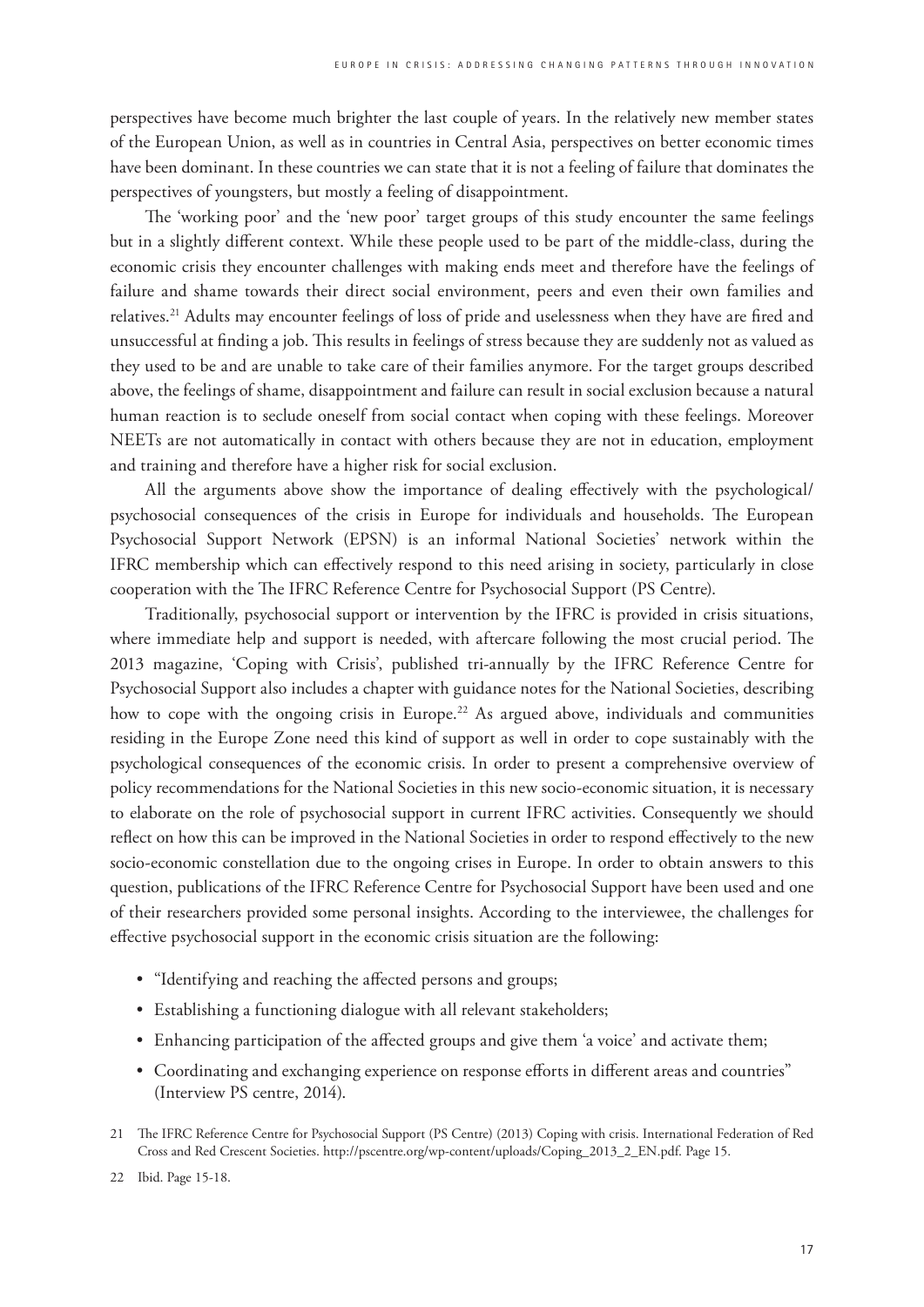perspectives have become much brighter the last couple of years. In the relatively new member states of the European Union, as well as in countries in Central Asia, perspectives on better economic times have been dominant. In these countries we can state that it is not a feeling of failure that dominates the perspectives of youngsters, but mostly a feeling of disappointment.

The 'working poor' and the 'new poor' target groups of this study encounter the same feelings but in a slightly different context. While these people used to be part of the middle-class, during the economic crisis they encounter challenges with making ends meet and therefore have the feelings of failure and shame towards their direct social environment, peers and even their own families and relatives.[21] Adults may encounter feelings of loss of pride and uselessness when they have are fired and unsuccessful at finding a job. This results in feelings of stress because they are suddenly not as valued as they used to be and are unable to take care of their families anymore. For the target groups described above, the feelings of shame, disappointment and failure can result in social exclusion because a natural human reaction is to seclude oneself from social contact when coping with these feelings. Moreover NEETs are not automatically in contact with others because they are not in education, employment and training and therefore have a higher risk for social exclusion.

All the arguments above show the importance of dealing effectively with the psychological/ psychosocial consequences of the crisis in Europe for individuals and households. The European Psychosocial Support Network (EPSN) is an informal National Societies' network within the IFRC membership which can effectively respond to this need arising in society, particularly in close cooperation with the The IFRC Reference Centre for Psychosocial Support (PS Centre).

Traditionally, psychosocial support or intervention by the IFRC is provided in crisis situations, where immediate help and support is needed, with aftercare following the most crucial period. The 2013 magazine, 'Coping with Crisis', published tri-annually by the IFRC Reference Centre for Psychosocial Support also includes a chapter with guidance notes for the National Societies, describing how to cope with the ongoing crisis in Europe.[22] As argued above, individuals and communities residing in the Europe Zone need this kind of support as well in order to cope sustainably with the psychological consequences of the economic crisis. In order to present a comprehensive overview of policy recommendations for the National Societies in this new socio-economic situation, it is necessary to elaborate on the role of psychosocial support in current IFRC activities. Consequently we should reflect on how this can be improved in the National Societies in order to respond effectively to the new socio-economic constellation due to the ongoing crises in Europe. In order to obtain answers to this question, publications of the IFRC Reference Centre for Psychosocial Support have been used and one of their researchers provided some personal insights. According to the interviewee, the challenges for effective psychosocial support in the economic crisis situation are the following:

- "Identifying and reaching the affected persons and groups;
- Establishing a functioning dialogue with all relevant stakeholders;
- Enhancing participation of the affected groups and give them 'a voice' and activate them;
- Coordinating and exchanging experience on response efforts in different areas and countries" (Interview PS centre, 2014).

21 The IFRC Reference Centre for Psychosocial Support (PS Centre) (2013) Coping with crisis. International Federation of Red Cross and Red Crescent Societies. http://pscentre.org/wp-content/uploads/Coping_2013_2_EN.pdf. Page 15.

22 Ibid. Page 15-18.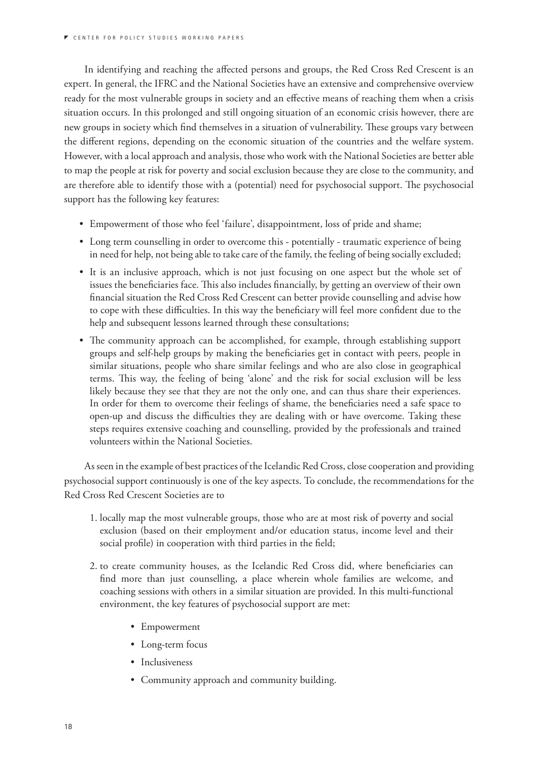In identifying and reaching the affected persons and groups, the Red Cross Red Crescent is an expert. In general, the IFRC and the National Societies have an extensive and comprehensive overview ready for the most vulnerable groups in society and an effective means of reaching them when a crisis situation occurs. In this prolonged and still ongoing situation of an economic crisis however, there are new groups in society which find themselves in a situation of vulnerability. These groups vary between the different regions, depending on the economic situation of the countries and the welfare system. However, with a local approach and analysis, those who work with the National Societies are better able to map the people at risk for poverty and social exclusion because they are close to the community, and are therefore able to identify those with a (potential) need for psychosocial support. The psychosocial support has the following key features:

- Empowerment of those who feel 'failure', disappointment, loss of pride and shame;
- Long term counselling in order to overcome this - potentially - traumatic experience of being in need for help, not being able to take care of the family, the feeling of being socially excluded;
- It is an inclusive approach, which is not just focusing on one aspect but the whole set of issues the beneficiaries face. This also includes financially, by getting an overview of their own financial situation the Red Cross Red Crescent can better provide counselling and advise how to cope with these difficulties. In this way the beneficiary will feel more confident due to the help and subsequent lessons learned through these consultations;
- The community approach can be accomplished, for example, through establishing support groups and self-help groups by making the beneficiaries get in contact with peers, people in similar situations, people who share similar feelings and who are also close in geographical terms. This way, the feeling of being 'alone' and the risk for social exclusion will be less likely because they see that they are not the only one, and can thus share their experiences. In order for them to overcome their feelings of shame, the beneficiaries need a safe space to open-up and discuss the difficulties they are dealing with or have overcome. Taking these steps requires extensive coaching and counselling, provided by the professionals and trained volunteers within the National Societies.

As seen in the example of best practices of the Icelandic Red Cross, close cooperation and providing psychosocial support continuously is one of the key aspects. To conclude, the recommendations for the Red Cross Red Crescent Societies are to

1. locally map the most vulnerable groups, those who are at most risk of poverty and social exclusion (based on their employment and/or education status, income level and their social profile) in cooperation with third parties in the field;
2. to create community houses, as the Icelandic Red Cross did, where beneficiaries can find more than just counselling, a place wherein whole families are welcome, and coaching sessions with others in a similar situation are provided. In this multi-functional environment, the key features of psychosocial support are met:
    - Empowerment
    - Long-term focus
    - Inclusiveness
    - Community approach and community building.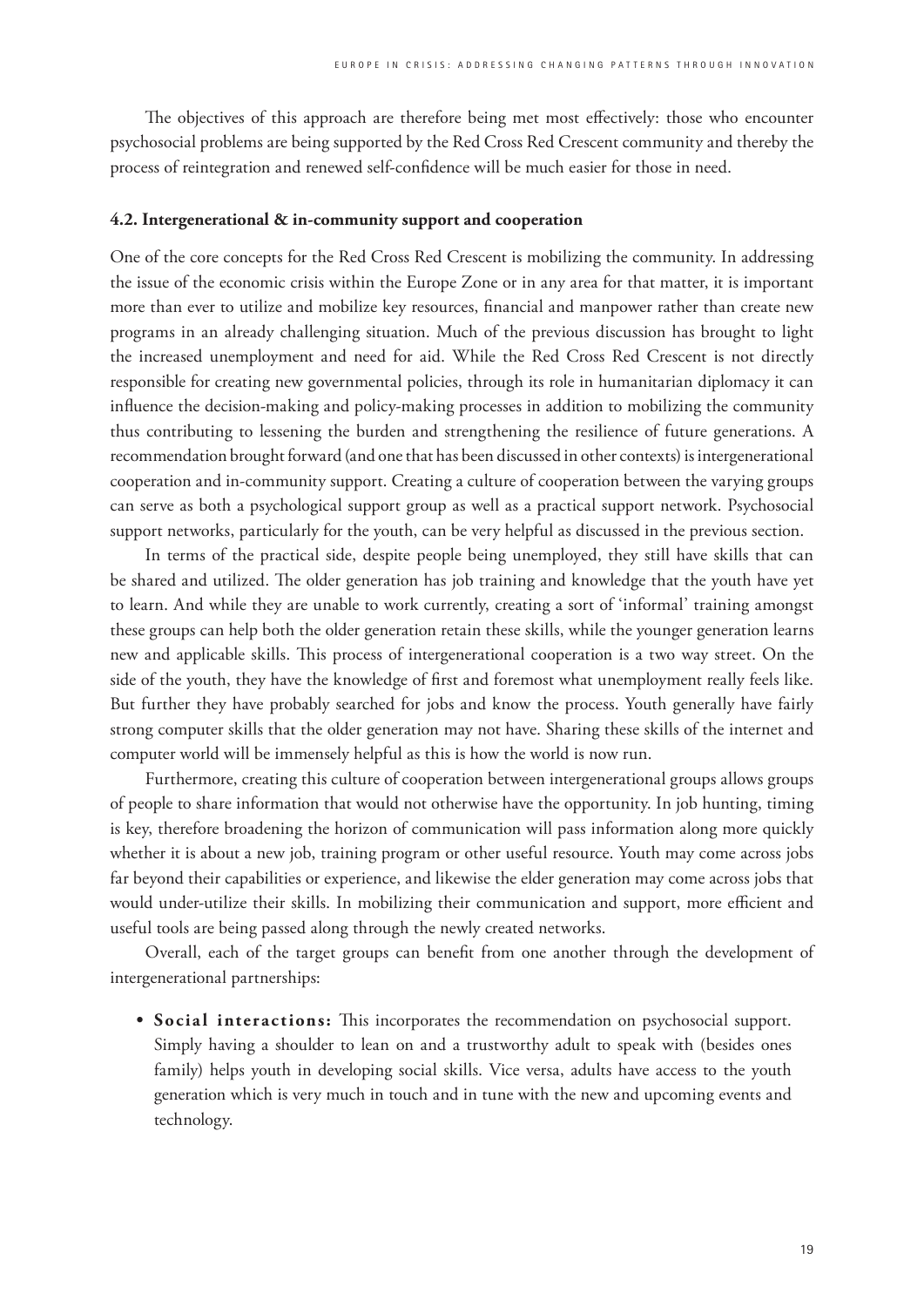The objectives of this approach are therefore being met most effectively: those who encounter psychosocial problems are being supported by the Red Cross Red Crescent community and thereby the process of reintegration and renewed self-confidence will be much easier for those in need.

### 4.2. Intergenerational & in-community support and cooperation

One of the core concepts for the Red Cross Red Crescent is mobilizing the community. In addressing the issue of the economic crisis within the Europe Zone or in any area for that matter, it is important more than ever to utilize and mobilize key resources, financial and manpower rather than create new programs in an already challenging situation. Much of the previous discussion has brought to light the increased unemployment and need for aid. While the Red Cross Red Crescent is not directly responsible for creating new governmental policies, through its role in humanitarian diplomacy it can influence the decision-making and policy-making processes in addition to mobilizing the community thus contributing to lessening the burden and strengthening the resilience of future generations. A recommendation brought forward (and one that has been discussed in other contexts) is intergenerational cooperation and in-community support. Creating a culture of cooperation between the varying groups can serve as both a psychological support group as well as a practical support network. Psychosocial support networks, particularly for the youth, can be very helpful as discussed in the previous section.

In terms of the practical side, despite people being unemployed, they still have skills that can be shared and utilized. The older generation has job training and knowledge that the youth have yet to learn. And while they are unable to work currently, creating a sort of 'informal' training amongst these groups can help both the older generation retain these skills, while the younger generation learns new and applicable skills. This process of intergenerational cooperation is a two way street. On the side of the youth, they have the knowledge of first and foremost what unemployment really feels like. But further they have probably searched for jobs and know the process. Youth generally have fairly strong computer skills that the older generation may not have. Sharing these skills of the internet and computer world will be immensely helpful as this is how the world is now run.

Furthermore, creating this culture of cooperation between intergenerational groups allows groups of people to share information that would not otherwise have the opportunity. In job hunting, timing is key, therefore broadening the horizon of communication will pass information along more quickly whether it is about a new job, training program or other useful resource. Youth may come across jobs far beyond their capabilities or experience, and likewise the elder generation may come across jobs that would under-utilize their skills. In mobilizing their communication and support, more efficient and useful tools are being passed along through the newly created networks.

Overall, each of the target groups can benefit from one another through the development of intergenerational partnerships:

- **Social interactions:** This incorporates the recommendation on psychosocial support. Simply having a shoulder to lean on and a trustworthy adult to speak with (besides ones family) helps youth in developing social skills. Vice versa, adults have access to the youth generation which is very much in touch and in tune with the new and upcoming events and technology.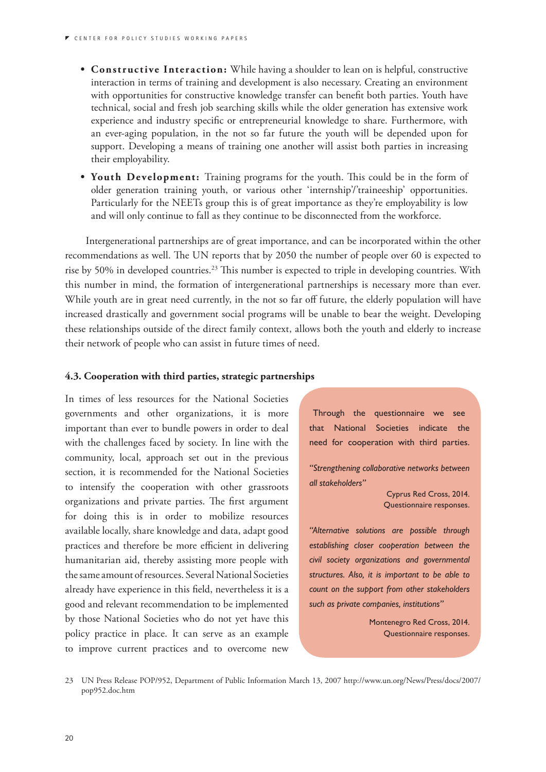- **Constructive Interaction:** While having a shoulder to lean on is helpful, constructive interaction in terms of training and development is also necessary. Creating an environment with opportunities for constructive knowledge transfer can benefit both parties. Youth have technical, social and fresh job searching skills while the older generation has extensive work experience and industry specific or entrepreneurial knowledge to share. Furthermore, with an ever-aging population, in the not so far future the youth will be depended upon for support. Developing a means of training one another will assist both parties in increasing their employability.
- **Youth Development:** Training programs for the youth. This could be in the form of older generation training youth, or various other 'internship'/'traineeship' opportunities. Particularly for the NEETs group this is of great importance as they're employability is low and will only continue to fall as they continue to be disconnected from the workforce.

Intergenerational partnerships are of great importance, and can be incorporated within the other recommendations as well. The UN reports that by 2050 the number of people over 60 is expected to rise by 50% in developed countries.[23] This number is expected to triple in developing countries. With this number in mind, the formation of intergenerational partnerships is necessary more than ever. While youth are in great need currently, in the not so far off future, the elderly population will have increased drastically and government social programs will be unable to bear the weight. Developing these relationships outside of the direct family context, allows both the youth and elderly to increase their network of people who can assist in future times of need.

### 4.3. Cooperation with third parties, strategic partnerships

In times of less resources for the National Societies governments and other organizations, it is more important than ever to bundle powers in order to deal with the challenges faced by society. In line with the community, local, approach set out in the previous section, it is recommended for the National Societies to intensify the cooperation with other grassroots organizations and private parties. The first argument for doing this is in order to mobilize resources available locally, share knowledge and data, adapt good practices and therefore be more efficient in delivering humanitarian aid, thereby assisting more people with the same amount of resources. Several National Societies already have experience in this field, nevertheless it is a good and relevant recommendation to be implemented by those National Societies who do not yet have this policy practice in place. It can serve as an example to improve current practices and to overcome new

> Through the questionnaire we see that National Societies indicate the need for cooperation with third parties.
>
> *"Strengthening collaborative networks between all stakeholders"*
>
> Cyprus Red Cross, 2014. Questionnaire responses.
>
> *"Alternative solutions are possible through establishing closer cooperation between the civil society organizations and governmental structures. Also, it is important to be able to count on the support from other stakeholders such as private companies, institutions"*
>
> Montenegro Red Cross, 2014. Questionnaire responses.

23 UN Press Release POP/952, Department of Public Information March 13, 2007 http://www.un.org/News/Press/docs/2007/pop952.doc.htm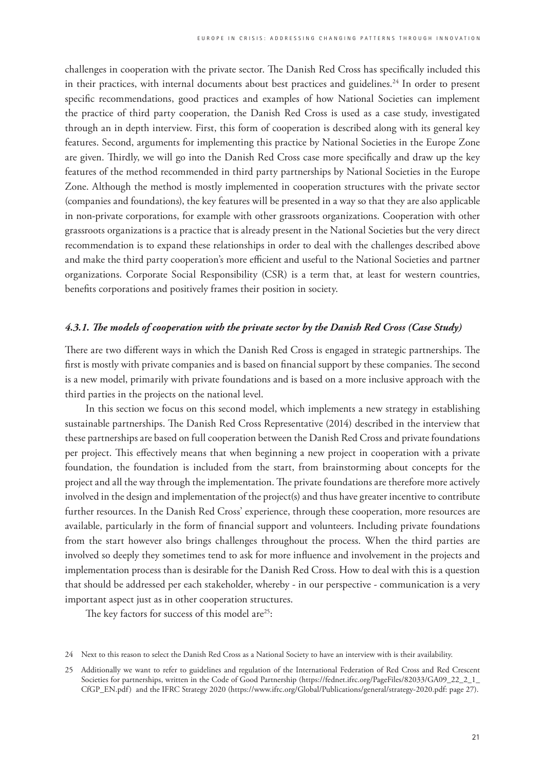challenges in cooperation with the private sector. The Danish Red Cross has specifically included this in their practices, with internal documents about best practices and guidelines.[24] In order to present specific recommendations, good practices and examples of how National Societies can implement the practice of third party cooperation, the Danish Red Cross is used as a case study, investigated through an in depth interview. First, this form of cooperation is described along with its general key features. Second, arguments for implementing this practice by National Societies in the Europe Zone are given. Thirdly, we will go into the Danish Red Cross case more specifically and draw up the key features of the method recommended in third party partnerships by National Societies in the Europe Zone. Although the method is mostly implemented in cooperation structures with the private sector (companies and foundations), the key features will be presented in a way so that they are also applicable in non-private corporations, for example with other grassroots organizations. Cooperation with other grassroots organizations is a practice that is already present in the National Societies but the very direct recommendation is to expand these relationships in order to deal with the challenges described above and make the third party cooperation's more efficient and useful to the National Societies and partner organizations. Corporate Social Responsibility (CSR) is a term that, at least for western countries, benefits corporations and positively frames their position in society.

#### *4.3.1. The models of cooperation with the private sector by the Danish Red Cross (Case Study)*

There are two different ways in which the Danish Red Cross is engaged in strategic partnerships. The first is mostly with private companies and is based on financial support by these companies. The second is a new model, primarily with private foundations and is based on a more inclusive approach with the third parties in the projects on the national level.

In this section we focus on this second model, which implements a new strategy in establishing sustainable partnerships. The Danish Red Cross Representative (2014) described in the interview that these partnerships are based on full cooperation between the Danish Red Cross and private foundations per project. This effectively means that when beginning a new project in cooperation with a private foundation, the foundation is included from the start, from brainstorming about concepts for the project and all the way through the implementation. The private foundations are therefore more actively involved in the design and implementation of the project(s) and thus have greater incentive to contribute further resources. In the Danish Red Cross' experience, through these cooperation, more resources are available, particularly in the form of financial support and volunteers. Including private foundations from the start however also brings challenges throughout the process. When the third parties are involved so deeply they sometimes tend to ask for more influence and involvement in the projects and implementation process than is desirable for the Danish Red Cross. How to deal with this is a question that should be addressed per each stakeholder, whereby - in our perspective - communication is a very important aspect just as in other cooperation structures.

The key factors for success of this model are[25]:

---

24 Next to this reason to select the Danish Red Cross as a National Society to have an interview with is their availability.

25 Additionally we want to refer to guidelines and regulation of the International Federation of Red Cross and Red Crescent Societies for partnerships, written in the Code of Good Partnership (https://fednet.ifrc.org/PageFiles/82033/GA09_22_2_1_CfGP_EN.pdf) and the IFRC Strategy 2020 (https://www.ifrc.org/Global/Publications/general/strategy-2020.pdf: page 27).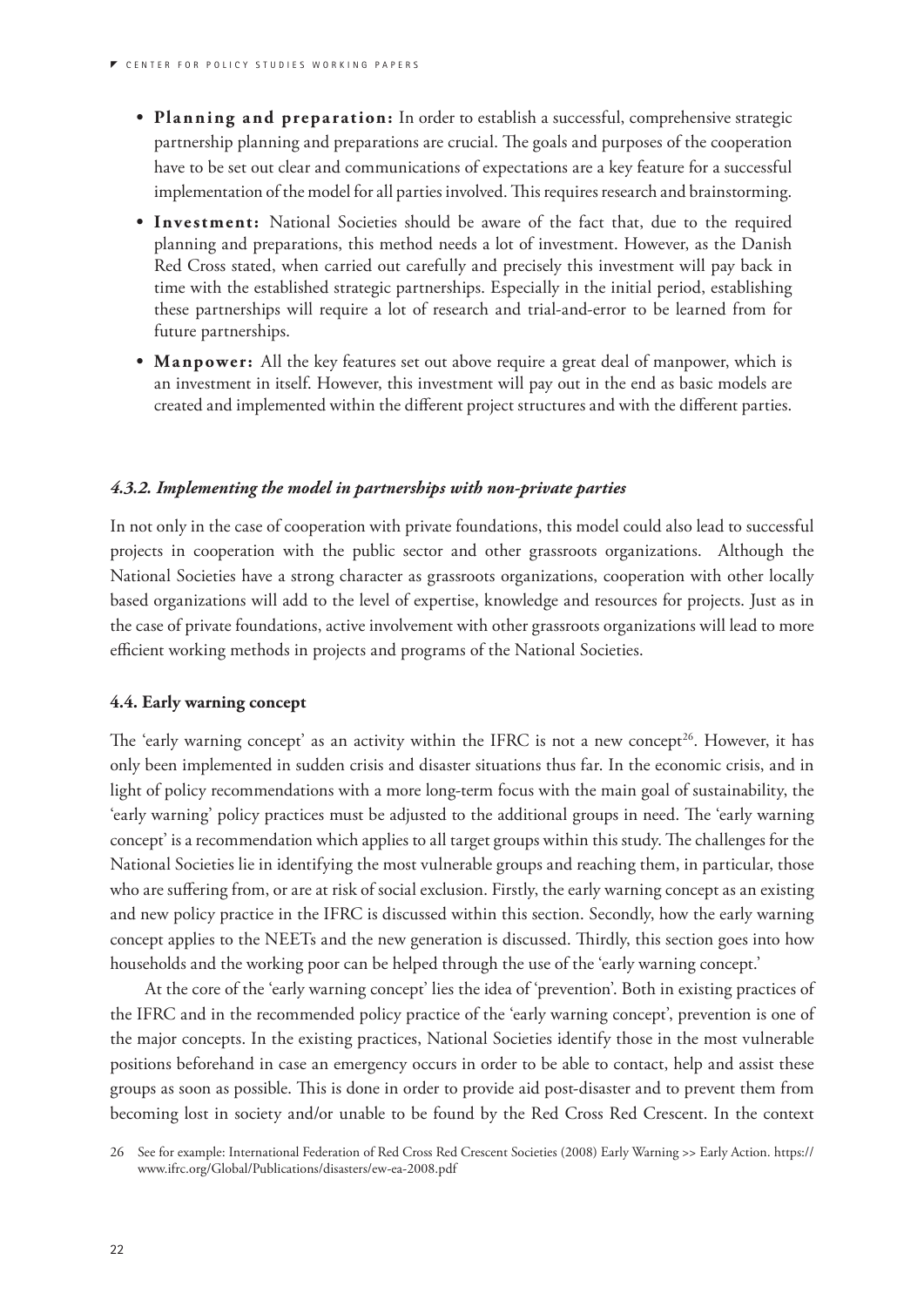- **Planning and preparation:** In order to establish a successful, comprehensive strategic partnership planning and preparations are crucial. The goals and purposes of the cooperation have to be set out clear and communications of expectations are a key feature for a successful implementation of the model for all parties involved. This requires research and brainstorming.
- **Investment:** National Societies should be aware of the fact that, due to the required planning and preparations, this method needs a lot of investment. However, as the Danish Red Cross stated, when carried out carefully and precisely this investment will pay back in time with the established strategic partnerships. Especially in the initial period, establishing these partnerships will require a lot of research and trial-and-error to be learned from for future partnerships.
- **Manpower:** All the key features set out above require a great deal of manpower, which is an investment in itself. However, this investment will pay out in the end as basic models are created and implemented within the different project structures and with the different parties.

#### *4.3.2. Implementing the model in partnerships with non-private parties*

In not only in the case of cooperation with private foundations, this model could also lead to successful projects in cooperation with the public sector and other grassroots organizations. Although the National Societies have a strong character as grassroots organizations, cooperation with other locally based organizations will add to the level of expertise, knowledge and resources for projects. Just as in the case of private foundations, active involvement with other grassroots organizations will lead to more efficient working methods in projects and programs of the National Societies.

### 4.4. Early warning concept

The 'early warning concept' as an activity within the IFRC is not a new concept[26]. However, it has only been implemented in sudden crisis and disaster situations thus far. In the economic crisis, and in light of policy recommendations with a more long-term focus with the main goal of sustainability, the 'early warning' policy practices must be adjusted to the additional groups in need. The 'early warning concept' is a recommendation which applies to all target groups within this study. The challenges for the National Societies lie in identifying the most vulnerable groups and reaching them, in particular, those who are suffering from, or are at risk of social exclusion. Firstly, the early warning concept as an existing and new policy practice in the IFRC is discussed within this section. Secondly, how the early warning concept applies to the NEETs and the new generation is discussed. Thirdly, this section goes into how households and the working poor can be helped through the use of the 'early warning concept.'

At the core of the 'early warning concept' lies the idea of 'prevention'. Both in existing practices of the IFRC and in the recommended policy practice of the 'early warning concept', prevention is one of the major concepts. In the existing practices, National Societies identify those in the most vulnerable positions beforehand in case an emergency occurs in order to be able to contact, help and assist these groups as soon as possible. This is done in order to provide aid post-disaster and to prevent them from becoming lost in society and/or unable to be found by the Red Cross Red Crescent. In the context

26 See for example: International Federation of Red Cross Red Crescent Societies (2008) Early Warning >> Early Action. https://www.ifrc.org/Global/Publications/disasters/ew-ea-2008.pdf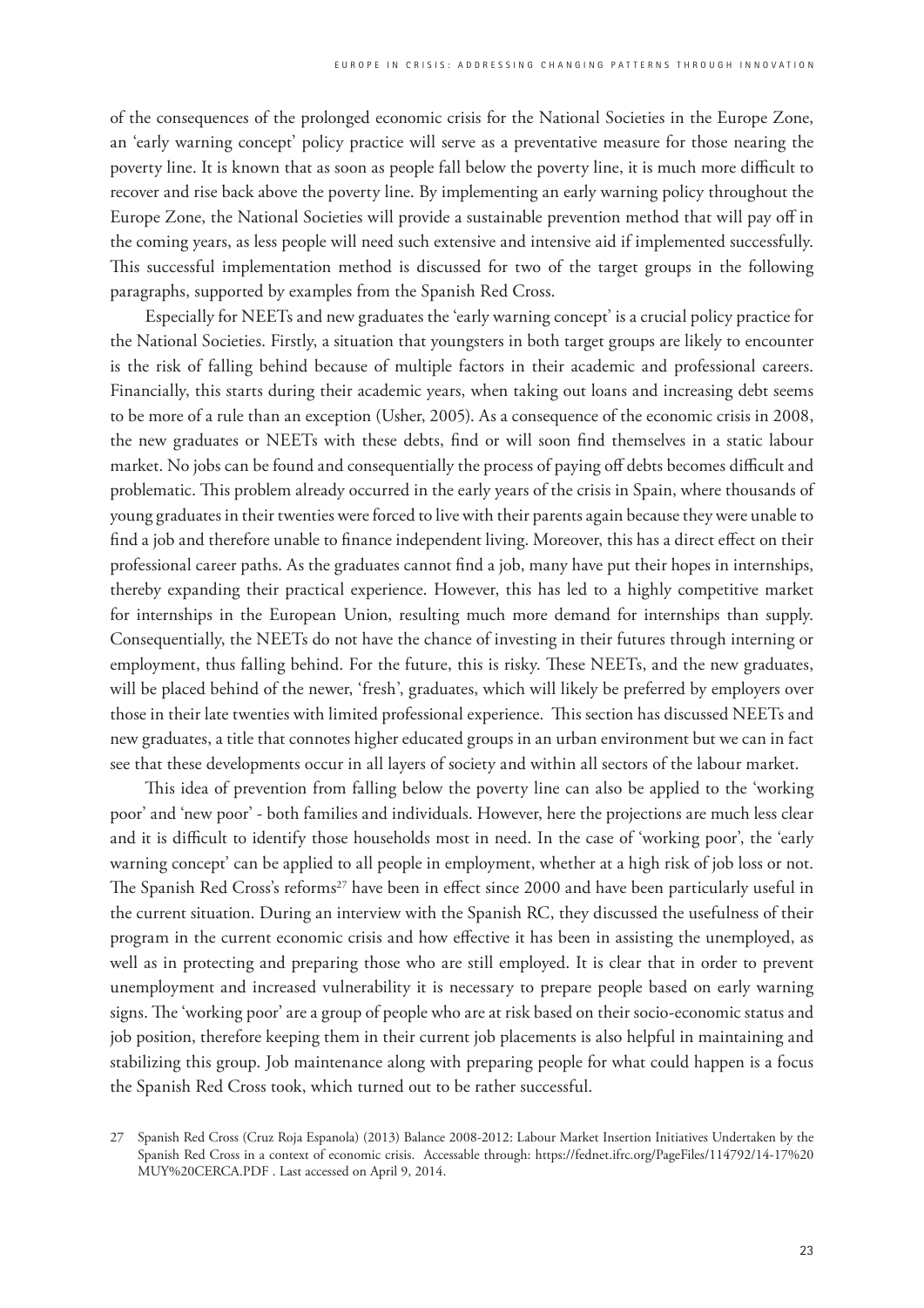of the consequences of the prolonged economic crisis for the National Societies in the Europe Zone, an 'early warning concept' policy practice will serve as a preventative measure for those nearing the poverty line. It is known that as soon as people fall below the poverty line, it is much more difficult to recover and rise back above the poverty line. By implementing an early warning policy throughout the Europe Zone, the National Societies will provide a sustainable prevention method that will pay off in the coming years, as less people will need such extensive and intensive aid if implemented successfully. This successful implementation method is discussed for two of the target groups in the following paragraphs, supported by examples from the Spanish Red Cross.

Especially for NEETs and new graduates the 'early warning concept' is a crucial policy practice for the National Societies. Firstly, a situation that youngsters in both target groups are likely to encounter is the risk of falling behind because of multiple factors in their academic and professional careers. Financially, this starts during their academic years, when taking out loans and increasing debt seems to be more of a rule than an exception (Usher, 2005). As a consequence of the economic crisis in 2008, the new graduates or NEETs with these debts, find or will soon find themselves in a static labour market. No jobs can be found and consequentially the process of paying off debts becomes difficult and problematic. This problem already occurred in the early years of the crisis in Spain, where thousands of young graduates in their twenties were forced to live with their parents again because they were unable to find a job and therefore unable to finance independent living. Moreover, this has a direct effect on their professional career paths. As the graduates cannot find a job, many have put their hopes in internships, thereby expanding their practical experience. However, this has led to a highly competitive market for internships in the European Union, resulting much more demand for internships than supply. Consequentially, the NEETs do not have the chance of investing in their futures through interning or employment, thus falling behind. For the future, this is risky. These NEETs, and the new graduates, will be placed behind of the newer, 'fresh', graduates, which will likely be preferred by employers over those in their late twenties with limited professional experience. This section has discussed NEETs and new graduates, a title that connotes higher educated groups in an urban environment but we can in fact see that these developments occur in all layers of society and within all sectors of the labour market.

This idea of prevention from falling below the poverty line can also be applied to the 'working poor' and 'new poor' - both families and individuals. However, here the projections are much less clear and it is difficult to identify those households most in need. In the case of 'working poor', the 'early warning concept' can be applied to all people in employment, whether at a high risk of job loss or not. The Spanish Red Cross's reforms[27] have been in effect since 2000 and have been particularly useful in the current situation. During an interview with the Spanish RC, they discussed the usefulness of their program in the current economic crisis and how effective it has been in assisting the unemployed, as well as in protecting and preparing those who are still employed. It is clear that in order to prevent unemployment and increased vulnerability it is necessary to prepare people based on early warning signs. The 'working poor' are a group of people who are at risk based on their socio-economic status and job position, therefore keeping them in their current job placements is also helpful in maintaining and stabilizing this group. Job maintenance along with preparing people for what could happen is a focus the Spanish Red Cross took, which turned out to be rather successful.

27 Spanish Red Cross (Cruz Roja Espanola) (2013) Balance 2008-2012: Labour Market Insertion Initiatives Undertaken by the Spanish Red Cross in a context of economic crisis. Accessable through: https://fednet.ifrc.org/PageFiles/114792/14-17%20MUY%20CERCA.PDF . Last accessed on April 9, 2014.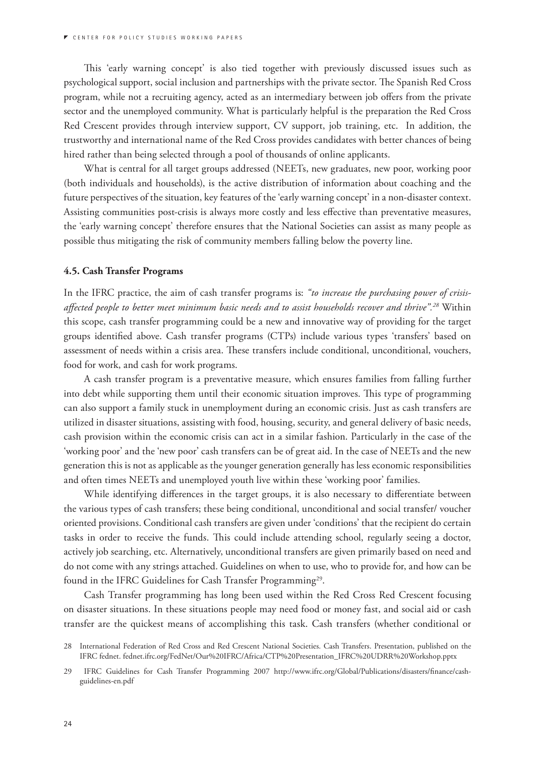This 'early warning concept' is also tied together with previously discussed issues such as psychological support, social inclusion and partnerships with the private sector. The Spanish Red Cross program, while not a recruiting agency, acted as an intermediary between job offers from the private sector and the unemployed community. What is particularly helpful is the preparation the Red Cross Red Crescent provides through interview support, CV support, job training, etc. In addition, the trustworthy and international name of the Red Cross provides candidates with better chances of being hired rather than being selected through a pool of thousands of online applicants.

What is central for all target groups addressed (NEETs, new graduates, new poor, working poor (both individuals and households), is the active distribution of information about coaching and the future perspectives of the situation, key features of the 'early warning concept' in a non-disaster context. Assisting communities post-crisis is always more costly and less effective than preventative measures, the 'early warning concept' therefore ensures that the National Societies can assist as many people as possible thus mitigating the risk of community members falling below the poverty line.

### 4.5. Cash Transfer Programs

In the IFRC practice, the aim of cash transfer programs is: *"to increase the purchasing power of crisis-affected people to better meet minimum basic needs and to assist households recover and thrive".*[28] Within this scope, cash transfer programming could be a new and innovative way of providing for the target groups identified above. Cash transfer programs (CTPs) include various types 'transfers' based on assessment of needs within a crisis area. These transfers include conditional, unconditional, vouchers, food for work, and cash for work programs.

A cash transfer program is a preventative measure, which ensures families from falling further into debt while supporting them until their economic situation improves. This type of programming can also support a family stuck in unemployment during an economic crisis. Just as cash transfers are utilized in disaster situations, assisting with food, housing, security, and general delivery of basic needs, cash provision within the economic crisis can act in a similar fashion. Particularly in the case of the 'working poor' and the 'new poor' cash transfers can be of great aid. In the case of NEETs and the new generation this is not as applicable as the younger generation generally has less economic responsibilities and often times NEETs and unemployed youth live within these 'working poor' families.

While identifying differences in the target groups, it is also necessary to differentiate between the various types of cash transfers; these being conditional, unconditional and social transfer/ voucher oriented provisions. Conditional cash transfers are given under 'conditions' that the recipient do certain tasks in order to receive the funds. This could include attending school, regularly seeing a doctor, actively job searching, etc. Alternatively, unconditional transfers are given primarily based on need and do not come with any strings attached. Guidelines on when to use, who to provide for, and how can be found in the IFRC Guidelines for Cash Transfer Programming[29].

Cash Transfer programming has long been used within the Red Cross Red Crescent focusing on disaster situations. In these situations people may need food or money fast, and social aid or cash transfer are the quickest means of accomplishing this task. Cash transfers (whether conditional or

28 International Federation of Red Cross and Red Crescent National Societies. Cash Transfers. Presentation, published on the IFRC fednet. fednet.ifrc.org/FedNet/Our%20IFRC/Africa/CTP%20Presentation_IFRC%20UDRR%20Workshop.pptx

29 IFRC Guidelines for Cash Transfer Programming 2007 http://www.ifrc.org/Global/Publications/disasters/finance/cash-guidelines-en.pdf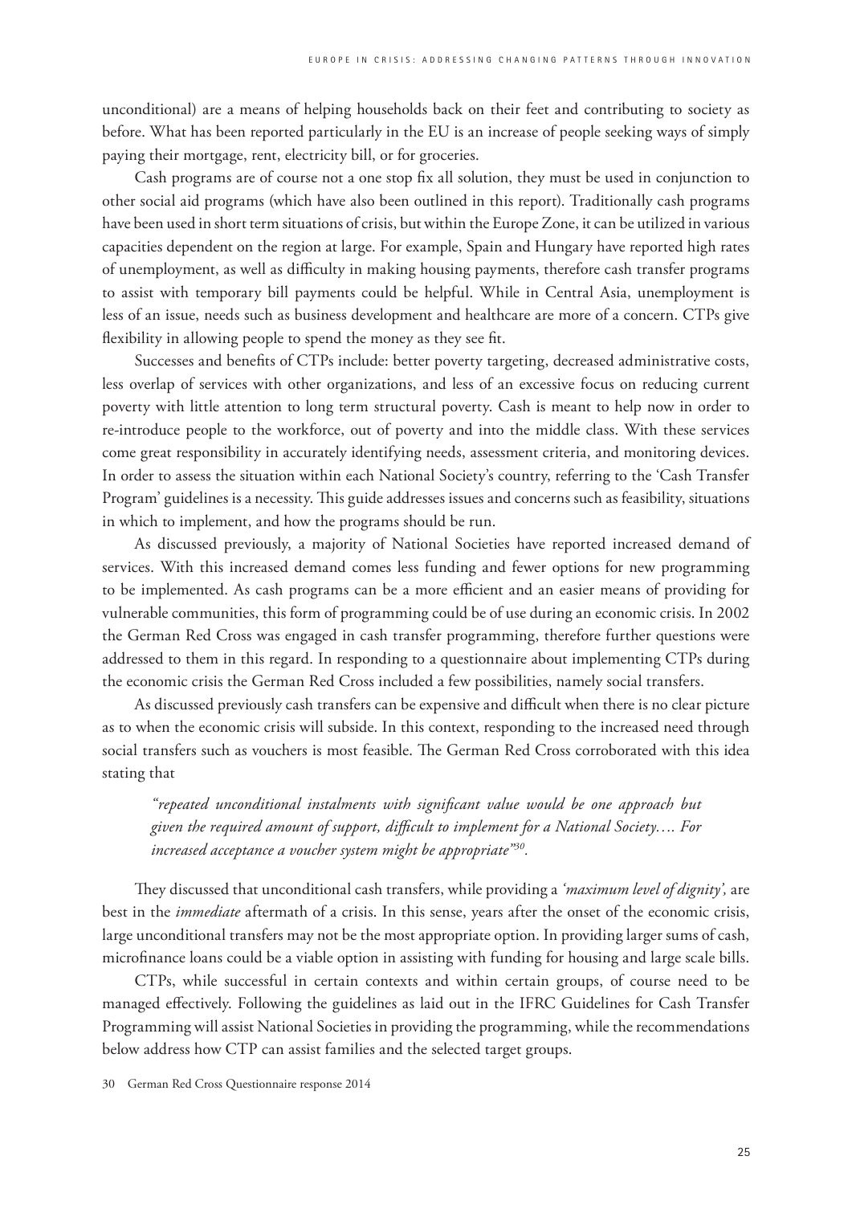unconditional) are a means of helping households back on their feet and contributing to society as before. What has been reported particularly in the EU is an increase of people seeking ways of simply paying their mortgage, rent, electricity bill, or for groceries.

Cash programs are of course not a one stop fix all solution, they must be used in conjunction to other social aid programs (which have also been outlined in this report). Traditionally cash programs have been used in short term situations of crisis, but within the Europe Zone, it can be utilized in various capacities dependent on the region at large. For example, Spain and Hungary have reported high rates of unemployment, as well as difficulty in making housing payments, therefore cash transfer programs to assist with temporary bill payments could be helpful. While in Central Asia, unemployment is less of an issue, needs such as business development and healthcare are more of a concern. CTPs give flexibility in allowing people to spend the money as they see fit.

Successes and benefits of CTPs include: better poverty targeting, decreased administrative costs, less overlap of services with other organizations, and less of an excessive focus on reducing current poverty with little attention to long term structural poverty. Cash is meant to help now in order to re-introduce people to the workforce, out of poverty and into the middle class. With these services come great responsibility in accurately identifying needs, assessment criteria, and monitoring devices. In order to assess the situation within each National Society's country, referring to the 'Cash Transfer Program' guidelines is a necessity. This guide addresses issues and concerns such as feasibility, situations in which to implement, and how the programs should be run.

As discussed previously, a majority of National Societies have reported increased demand of services. With this increased demand comes less funding and fewer options for new programming to be implemented. As cash programs can be a more efficient and an easier means of providing for vulnerable communities, this form of programming could be of use during an economic crisis. In 2002 the German Red Cross was engaged in cash transfer programming, therefore further questions were addressed to them in this regard. In responding to a questionnaire about implementing CTPs during the economic crisis the German Red Cross included a few possibilities, namely social transfers.

As discussed previously cash transfers can be expensive and difficult when there is no clear picture as to when the economic crisis will subside. In this context, responding to the increased need through social transfers such as vouchers is most feasible. The German Red Cross corroborated with this idea stating that

> *"repeated unconditional instalments with significant value would be one approach but given the required amount of support, difficult to implement for a National Society…. For increased acceptance a voucher system might be appropriate"*[30].

They discussed that unconditional cash transfers, while providing a *'maximum level of dignity',* are best in the *immediate* aftermath of a crisis. In this sense, years after the onset of the economic crisis, large unconditional transfers may not be the most appropriate option. In providing larger sums of cash, microfinance loans could be a viable option in assisting with funding for housing and large scale bills.

CTPs, while successful in certain contexts and within certain groups, of course need to be managed effectively. Following the guidelines as laid out in the IFRC Guidelines for Cash Transfer Programming will assist National Societies in providing the programming, while the recommendations below address how CTP can assist families and the selected target groups.

30 German Red Cross Questionnaire response 2014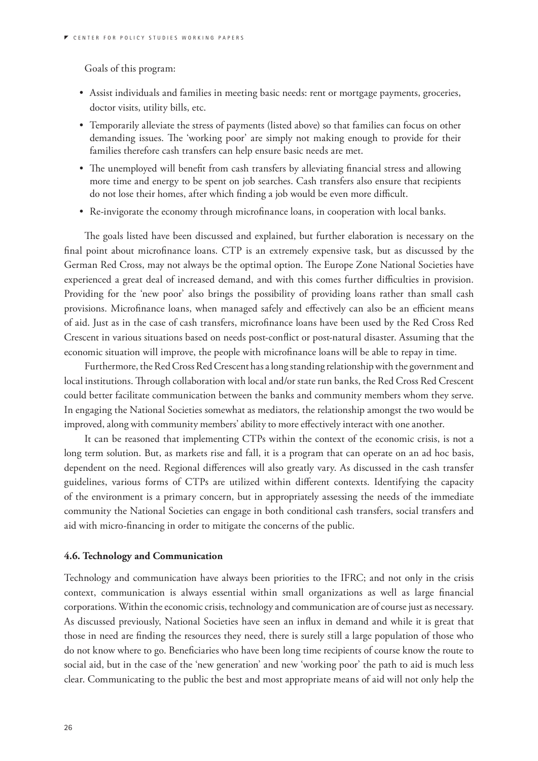Goals of this program:

- Assist individuals and families in meeting basic needs: rent or mortgage payments, groceries, doctor visits, utility bills, etc.
- Temporarily alleviate the stress of payments (listed above) so that families can focus on other demanding issues. The 'working poor' are simply not making enough to provide for their families therefore cash transfers can help ensure basic needs are met.
- The unemployed will benefit from cash transfers by alleviating financial stress and allowing more time and energy to be spent on job searches. Cash transfers also ensure that recipients do not lose their homes, after which finding a job would be even more difficult.
- Re-invigorate the economy through microfinance loans, in cooperation with local banks.

The goals listed have been discussed and explained, but further elaboration is necessary on the final point about microfinance loans. CTP is an extremely expensive task, but as discussed by the German Red Cross, may not always be the optimal option. The Europe Zone National Societies have experienced a great deal of increased demand, and with this comes further difficulties in provision. Providing for the 'new poor' also brings the possibility of providing loans rather than small cash provisions. Microfinance loans, when managed safely and effectively can also be an efficient means of aid. Just as in the case of cash transfers, microfinance loans have been used by the Red Cross Red Crescent in various situations based on needs post-conflict or post-natural disaster. Assuming that the economic situation will improve, the people with microfinance loans will be able to repay in time.

Furthermore, the Red Cross Red Crescent has a long standing relationship with the government and local institutions. Through collaboration with local and/or state run banks, the Red Cross Red Crescent could better facilitate communication between the banks and community members whom they serve. In engaging the National Societies somewhat as mediators, the relationship amongst the two would be improved, along with community members' ability to more effectively interact with one another.

It can be reasoned that implementing CTPs within the context of the economic crisis, is not a long term solution. But, as markets rise and fall, it is a program that can operate on an ad hoc basis, dependent on the need. Regional differences will also greatly vary. As discussed in the cash transfer guidelines, various forms of CTPs are utilized within different contexts. Identifying the capacity of the environment is a primary concern, but in appropriately assessing the needs of the immediate community the National Societies can engage in both conditional cash transfers, social transfers and aid with micro-financing in order to mitigate the concerns of the public.

#### 4.6. Technology and Communication

Technology and communication have always been priorities to the IFRC; and not only in the crisis context, communication is always essential within small organizations as well as large financial corporations. Within the economic crisis, technology and communication are of course just as necessary. As discussed previously, National Societies have seen an influx in demand and while it is great that those in need are finding the resources they need, there is surely still a large population of those who do not know where to go. Beneficiaries who have been long time recipients of course know the route to social aid, but in the case of the 'new generation' and new 'working poor' the path to aid is much less clear. Communicating to the public the best and most appropriate means of aid will not only help the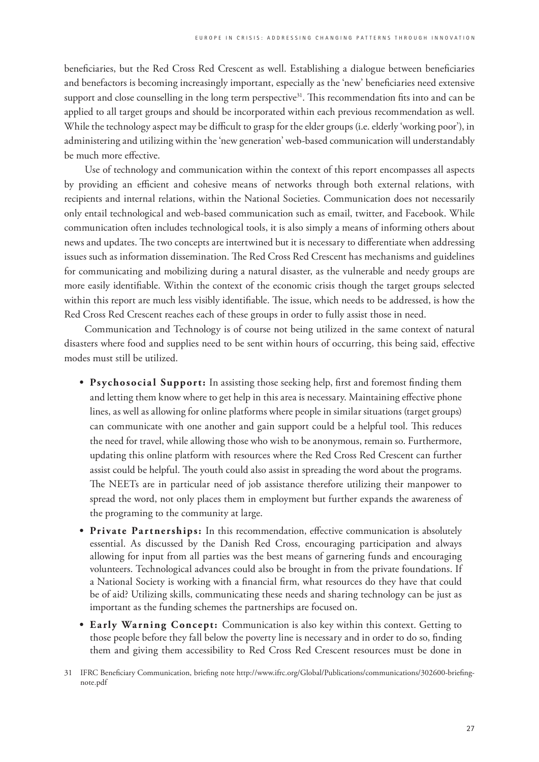beneficiaries, but the Red Cross Red Crescent as well. Establishing a dialogue between beneficiaries and benefactors is becoming increasingly important, especially as the 'new' beneficiaries need extensive support and close counselling in the long term perspective[31]. This recommendation fits into and can be applied to all target groups and should be incorporated within each previous recommendation as well. While the technology aspect may be difficult to grasp for the elder groups (i.e. elderly 'working poor'), in administering and utilizing within the 'new generation' web-based communication will understandably be much more effective.

Use of technology and communication within the context of this report encompasses all aspects by providing an efficient and cohesive means of networks through both external relations, with recipients and internal relations, within the National Societies. Communication does not necessarily only entail technological and web-based communication such as email, twitter, and Facebook. While communication often includes technological tools, it is also simply a means of informing others about news and updates. The two concepts are intertwined but it is necessary to differentiate when addressing issues such as information dissemination. The Red Cross Red Crescent has mechanisms and guidelines for communicating and mobilizing during a natural disaster, as the vulnerable and needy groups are more easily identifiable. Within the context of the economic crisis though the target groups selected within this report are much less visibly identifiable. The issue, which needs to be addressed, is how the Red Cross Red Crescent reaches each of these groups in order to fully assist those in need.

Communication and Technology is of course not being utilized in the same context of natural disasters where food and supplies need to be sent within hours of occurring, this being said, effective modes must still be utilized.

- **Psychosocial Support:** In assisting those seeking help, first and foremost finding them and letting them know where to get help in this area is necessary. Maintaining effective phone lines, as well as allowing for online platforms where people in similar situations (target groups) can communicate with one another and gain support could be a helpful tool. This reduces the need for travel, while allowing those who wish to be anonymous, remain so. Furthermore, updating this online platform with resources where the Red Cross Red Crescent can further assist could be helpful. The youth could also assist in spreading the word about the programs. The NEETs are in particular need of job assistance therefore utilizing their manpower to spread the word, not only places them in employment but further expands the awareness of the programing to the community at large.
- **Private Partnerships:** In this recommendation, effective communication is absolutely essential. As discussed by the Danish Red Cross, encouraging participation and always allowing for input from all parties was the best means of garnering funds and encouraging volunteers. Technological advances could also be brought in from the private foundations. If a National Society is working with a financial firm, what resources do they have that could be of aid? Utilizing skills, communicating these needs and sharing technology can be just as important as the funding schemes the partnerships are focused on.
- **Early Warning Concept:** Communication is also key within this context. Getting to those people before they fall below the poverty line is necessary and in order to do so, finding them and giving them accessibility to Red Cross Red Crescent resources must be done in

31 IFRC Beneficiary Communication, briefing note http://www.ifrc.org/Global/Publications/communications/302600-briefing-note.pdf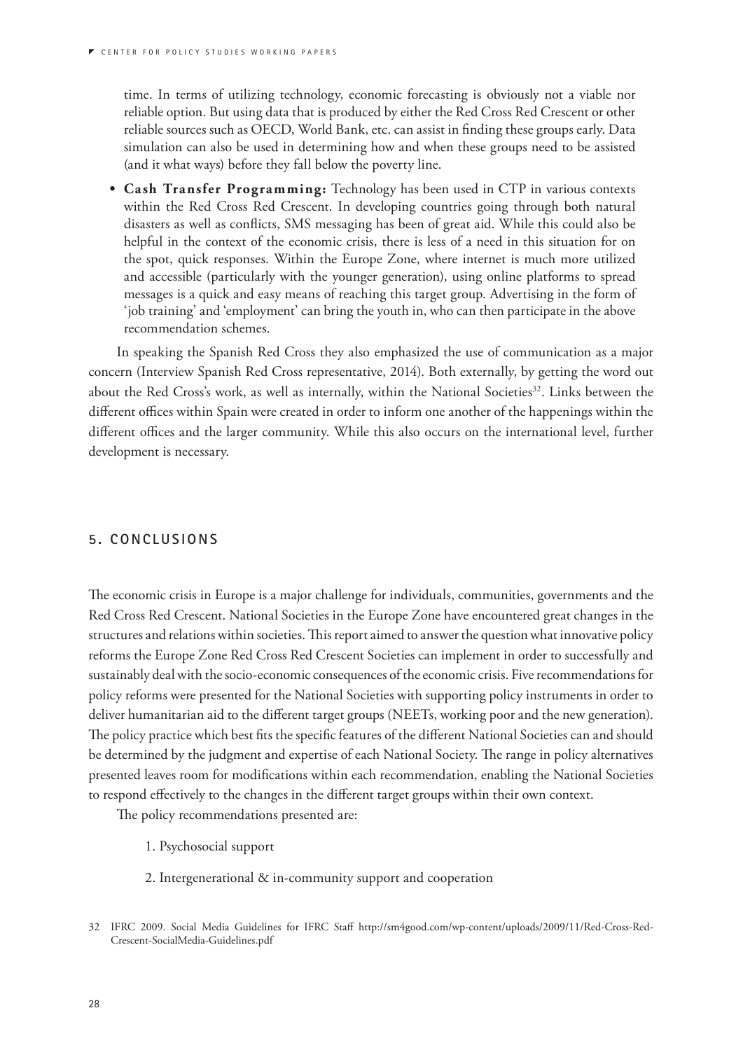time. In terms of utilizing technology, economic forecasting is obviously not a viable nor reliable option. But using data that is produced by either the Red Cross Red Crescent or other reliable sources such as OECD, World Bank, etc. can assist in finding these groups early. Data simulation can also be used in determining how and when these groups need to be assisted (and it what ways) before they fall below the poverty line.

- **Cash Transfer Programming:** Technology has been used in CTP in various contexts within the Red Cross Red Crescent. In developing countries going through both natural disasters as well as conflicts, SMS messaging has been of great aid. While this could also be helpful in the context of the economic crisis, there is less of a need in this situation for on the spot, quick responses. Within the Europe Zone, where internet is much more utilized and accessible (particularly with the younger generation), using online platforms to spread messages is a quick and easy means of reaching this target group. Advertising in the form of 'job training' and 'employment' can bring the youth in, who can then participate in the above recommendation schemes.

In speaking the Spanish Red Cross they also emphasized the use of communication as a major concern (Interview Spanish Red Cross representative, 2014). Both externally, by getting the word out about the Red Cross's work, as well as internally, within the National Societies[32]. Links between the different offices within Spain were created in order to inform one another of the happenings within the different offices and the larger community. While this also occurs on the international level, further development is necessary.

## 5. CONCLUSIONS

The economic crisis in Europe is a major challenge for individuals, communities, governments and the Red Cross Red Crescent. National Societies in the Europe Zone have encountered great changes in the structures and relations within societies. This report aimed to answer the question what innovative policy reforms the Europe Zone Red Cross Red Crescent Societies can implement in order to successfully and sustainably deal with the socio-economic consequences of the economic crisis. Five recommendations for policy reforms were presented for the National Societies with supporting policy instruments in order to deliver humanitarian aid to the different target groups (NEETs, working poor and the new generation). The policy practice which best fits the specific features of the different National Societies can and should be determined by the judgment and expertise of each National Society. The range in policy alternatives presented leaves room for modifications within each recommendation, enabling the National Societies to respond effectively to the changes in the different target groups within their own context.

The policy recommendations presented are:

1. Psychosocial support
2. Intergenerational & in-community support and cooperation

32 IFRC 2009. Social Media Guidelines for IFRC Staff http://sm4good.com/wp-content/uploads/2009/11/Red-Cross-Red-Crescent-SocialMedia-Guidelines.pdf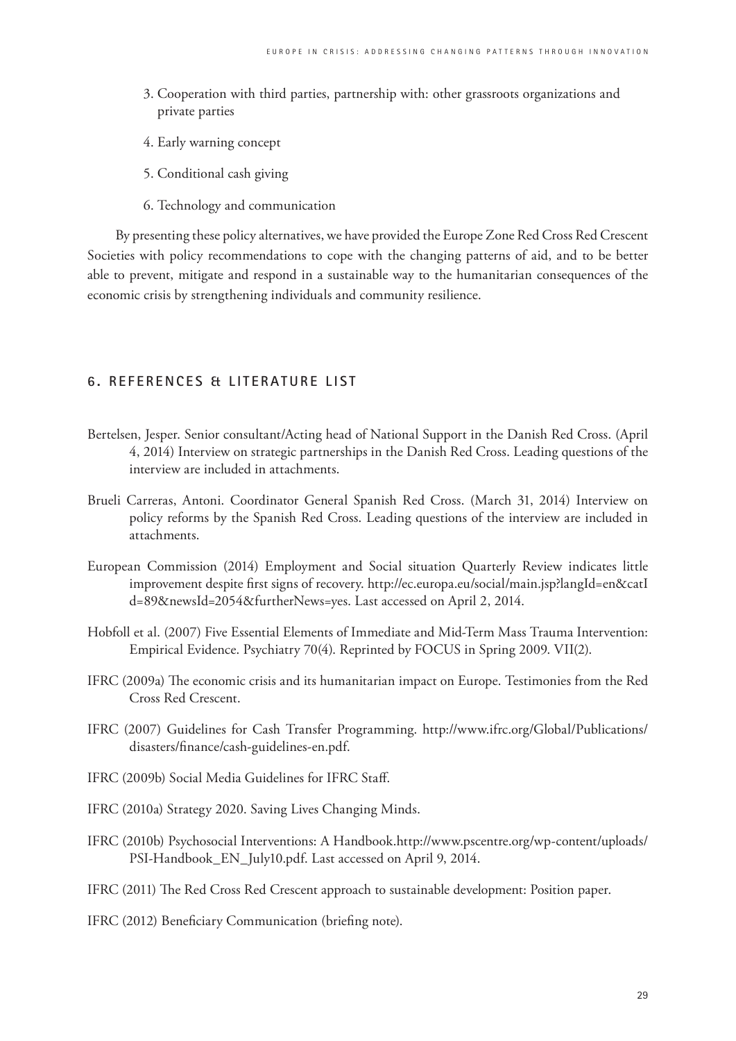3. Cooperation with third parties, partnership with: other grassroots organizations and private parties
4. Early warning concept
5. Conditional cash giving
6. Technology and communication

By presenting these policy alternatives, we have provided the Europe Zone Red Cross Red Crescent Societies with policy recommendations to cope with the changing patterns of aid, and to be better able to prevent, mitigate and respond in a sustainable way to the humanitarian consequences of the economic crisis by strengthening individuals and community resilience.

## 6. REFERENCES & LITERATURE LIST

Bertelsen, Jesper. Senior consultant/Acting head of National Support in the Danish Red Cross. (April 4, 2014) Interview on strategic partnerships in the Danish Red Cross. Leading questions of the interview are included in attachments.

Brueli Carreras, Antoni. Coordinator General Spanish Red Cross. (March 31, 2014) Interview on policy reforms by the Spanish Red Cross. Leading questions of the interview are included in attachments.

European Commission (2014) Employment and Social situation Quarterly Review indicates little improvement despite first signs of recovery. http://ec.europa.eu/social/main.jsp?langId=en&catId=89&newsId=2054&furtherNews=yes. Last accessed on April 2, 2014.

Hobfoll et al. (2007) Five Essential Elements of Immediate and Mid-Term Mass Trauma Intervention: Empirical Evidence. Psychiatry 70(4). Reprinted by FOCUS in Spring 2009. VII(2).

IFRC (2009a) The economic crisis and its humanitarian impact on Europe. Testimonies from the Red Cross Red Crescent.

IFRC (2007) Guidelines for Cash Transfer Programming. http://www.ifrc.org/Global/Publications/disasters/finance/cash-guidelines-en.pdf.

IFRC (2009b) Social Media Guidelines for IFRC Staff.

IFRC (2010a) Strategy 2020. Saving Lives Changing Minds.

IFRC (2010b) Psychosocial Interventions: A Handbook.http://www.pscentre.org/wp-content/uploads/PSI-Handbook_EN_July10.pdf. Last accessed on April 9, 2014.

IFRC (2011) The Red Cross Red Crescent approach to sustainable development: Position paper.

IFRC (2012) Beneficiary Communication (briefing note).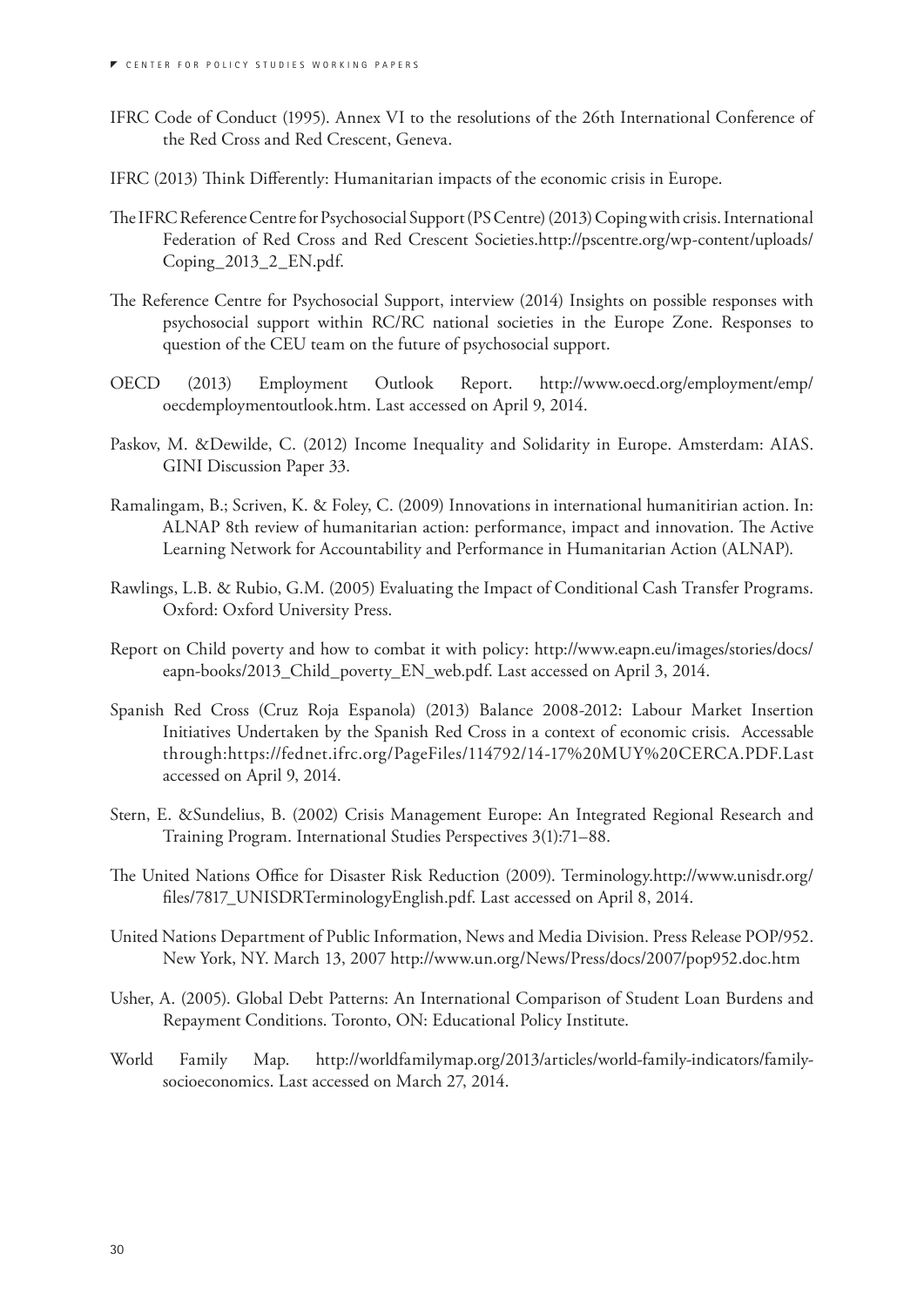IFRC Code of Conduct (1995). Annex VI to the resolutions of the 26th International Conference of the Red Cross and Red Crescent, Geneva.

IFRC (2013) Think Differently: Humanitarian impacts of the economic crisis in Europe.

The IFRC Reference Centre for Psychosocial Support (PS Centre) (2013) Coping with crisis. International Federation of Red Cross and Red Crescent Societies.http://pscentre.org/wp-content/uploads/Coping_2013_2_EN.pdf.

The Reference Centre for Psychosocial Support, interview (2014) Insights on possible responses with psychosocial support within RC/RC national societies in the Europe Zone. Responses to question of the CEU team on the future of psychosocial support.

OECD (2013) Employment Outlook Report. http://www.oecd.org/employment/emp/oecdemploymentoutlook.htm. Last accessed on April 9, 2014.

Paskov, M. &Dewilde, C. (2012) Income Inequality and Solidarity in Europe. Amsterdam: AIAS. GINI Discussion Paper 33.

Ramalingam, B.; Scriven, K. & Foley, C. (2009) Innovations in international humanitirian action. In: ALNAP 8th review of humanitarian action: performance, impact and innovation. The Active Learning Network for Accountability and Performance in Humanitarian Action (ALNAP).

Rawlings, L.B. & Rubio, G.M. (2005) Evaluating the Impact of Conditional Cash Transfer Programs. Oxford: Oxford University Press.

Report on Child poverty and how to combat it with policy: http://www.eapn.eu/images/stories/docs/eapn-books/2013_Child_poverty_EN_web.pdf. Last accessed on April 3, 2014.

Spanish Red Cross (Cruz Roja Espanola) (2013) Balance 2008-2012: Labour Market Insertion Initiatives Undertaken by the Spanish Red Cross in a context of economic crisis. Accessable through:https://fednet.ifrc.org/PageFiles/114792/14-17%20MUY%20CERCA.PDF.Last accessed on April 9, 2014.

Stern, E. &Sundelius, B. (2002) Crisis Management Europe: An Integrated Regional Research and Training Program. International Studies Perspectives 3(1):71–88.

The United Nations Office for Disaster Risk Reduction (2009). Terminology.http://www.unisdr.org/files/7817_UNISDRTerminologyEnglish.pdf. Last accessed on April 8, 2014.

United Nations Department of Public Information, News and Media Division. Press Release POP/952. New York, NY. March 13, 2007 http://www.un.org/News/Press/docs/2007/pop952.doc.htm

Usher, A. (2005). Global Debt Patterns: An International Comparison of Student Loan Burdens and Repayment Conditions. Toronto, ON: Educational Policy Institute.

World Family Map. http://worldfamilymap.org/2013/articles/world-family-indicators/family-socioeconomics. Last accessed on March 27, 2014.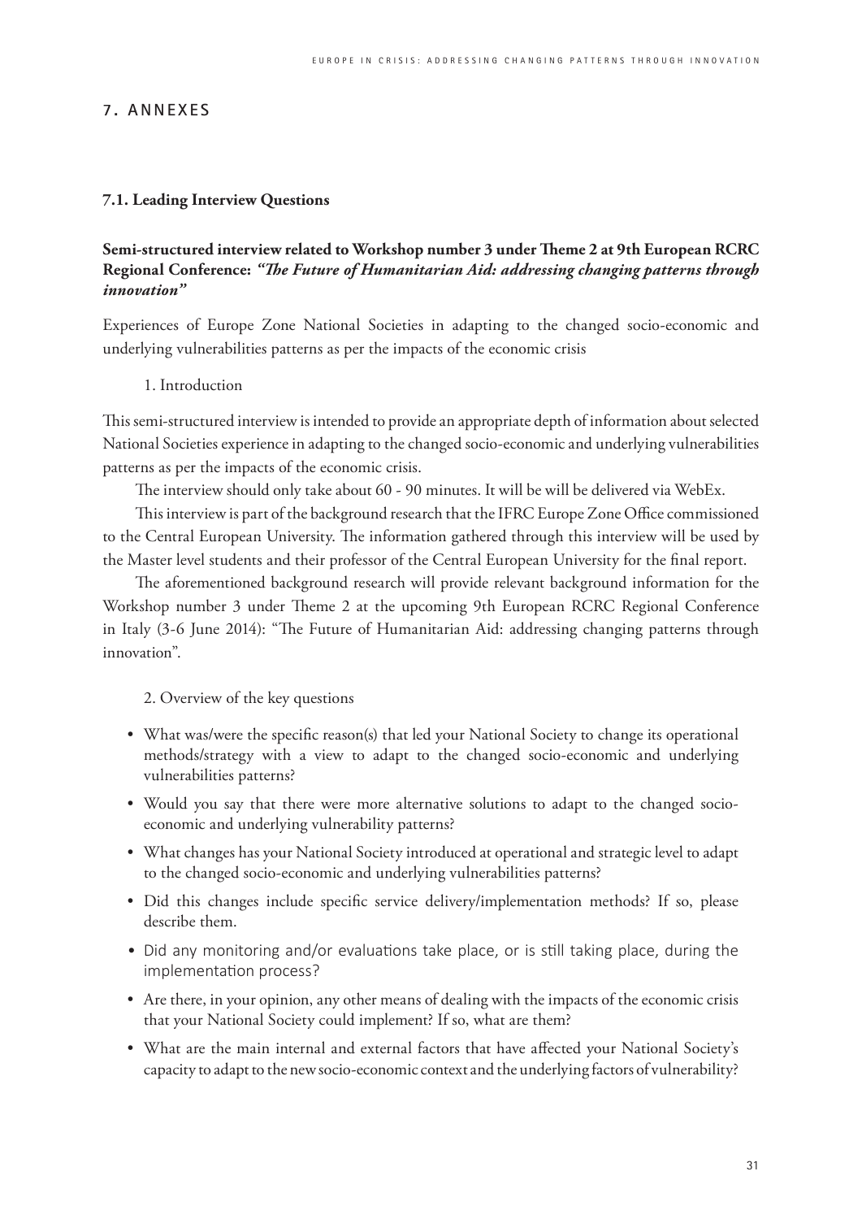## 7. ANNEXES

### 7.1. Leading Interview Questions

**Semi-structured interview related to Workshop number 3 under Theme 2 at 9th European RCRC Regional Conference: *"The Future of Humanitarian Aid: addressing changing patterns through innovation"***

Experiences of Europe Zone National Societies in adapting to the changed socio-economic and underlying vulnerabilities patterns as per the impacts of the economic crisis

1. Introduction

This semi-structured interview is intended to provide an appropriate depth of information about selected National Societies experience in adapting to the changed socio-economic and underlying vulnerabilities patterns as per the impacts of the economic crisis.

The interview should only take about 60 - 90 minutes. It will be will be delivered via WebEx.

This interview is part of the background research that the IFRC Europe Zone Office commissioned to the Central European University. The information gathered through this interview will be used by the Master level students and their professor of the Central European University for the final report.

The aforementioned background research will provide relevant background information for the Workshop number 3 under Theme 2 at the upcoming 9th European RCRC Regional Conference in Italy (3-6 June 2014): "The Future of Humanitarian Aid: addressing changing patterns through innovation".

2. Overview of the key questions

- What was/were the specific reason(s) that led your National Society to change its operational methods/strategy with a view to adapt to the changed socio-economic and underlying vulnerabilities patterns?
- Would you say that there were more alternative solutions to adapt to the changed socio-economic and underlying vulnerability patterns?
- What changes has your National Society introduced at operational and strategic level to adapt to the changed socio-economic and underlying vulnerabilities patterns?
- Did this changes include specific service delivery/implementation methods? If so, please describe them.
- Did any monitoring and/or evaluations take place, or is still taking place, during the implementation process?
- Are there, in your opinion, any other means of dealing with the impacts of the economic crisis that your National Society could implement? If so, what are them?
- What are the main internal and external factors that have affected your National Society's capacity to adapt to the new socio-economic context and the underlying factors of vulnerability?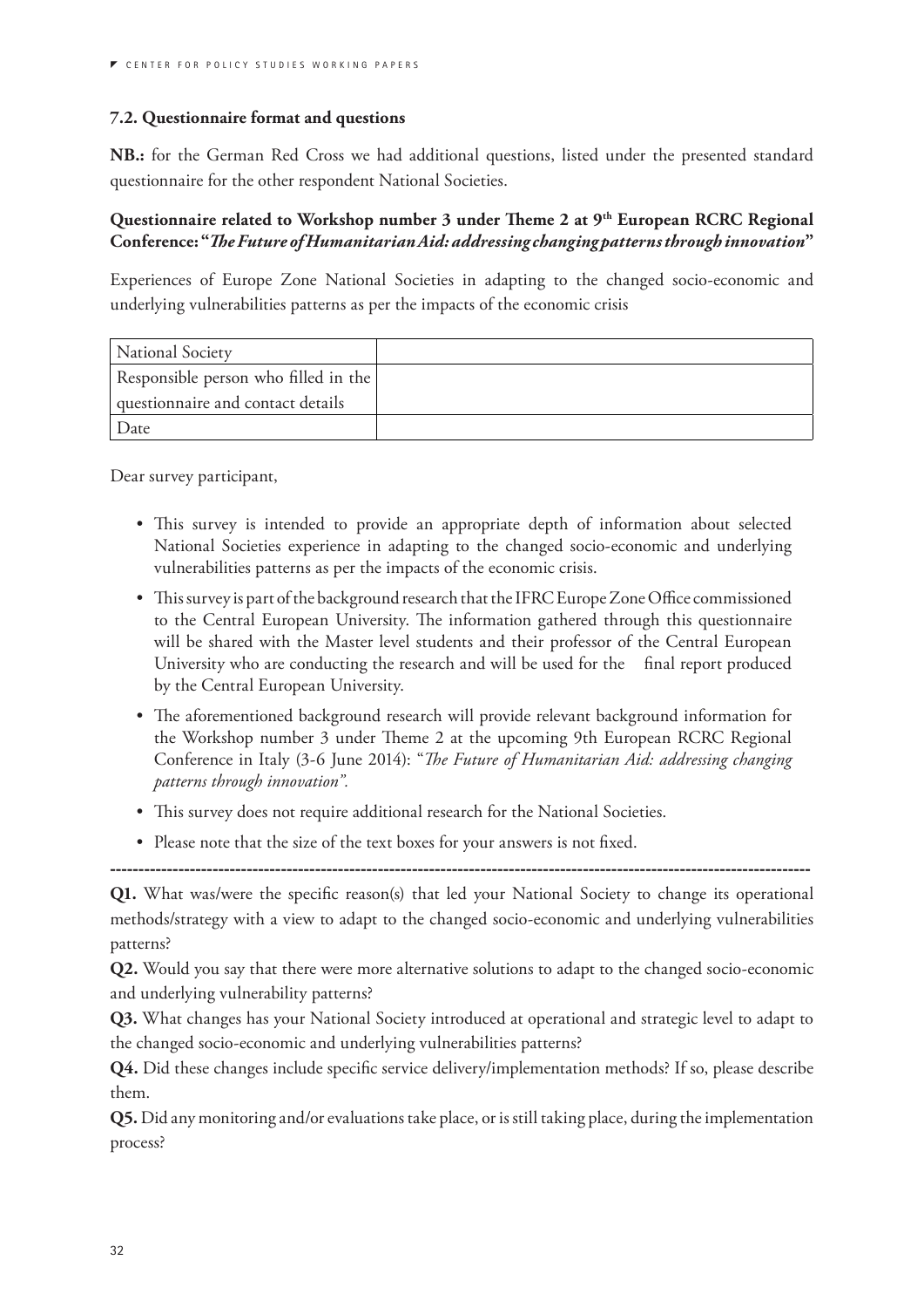### 7.2. Questionnaire format and questions

**NB.:** for the German Red Cross we had additional questions, listed under the presented standard questionnaire for the other respondent National Societies.

**Questionnaire related to Workshop number 3 under Theme 2 at 9th European RCRC Regional Conference: "*The Future of Humanitarian Aid: addressing changing patterns through innovation*"**

Experiences of Europe Zone National Societies in adapting to the changed socio-economic and underlying vulnerabilities patterns as per the impacts of the economic crisis

| National Society | |
|---|---|
| Responsible person who filled in the questionnaire and contact details | |
| Date | |

Dear survey participant,

- This survey is intended to provide an appropriate depth of information about selected National Societies experience in adapting to the changed socio-economic and underlying vulnerabilities patterns as per the impacts of the economic crisis.
- This survey is part of the background research that the IFRC Europe Zone Office commissioned to the Central European University. The information gathered through this questionnaire will be shared with the Master level students and their professor of the Central European University who are conducting the research and will be used for the final report produced by the Central European University.
- The aforementioned background research will provide relevant background information for the Workshop number 3 under Theme 2 at the upcoming 9th European RCRC Regional Conference in Italy (3-6 June 2014): "*The Future of Humanitarian Aid: addressing changing patterns through innovation*".
- This survey does not require additional research for the National Societies.
- Please note that the size of the text boxes for your answers is not fixed.

---

**Q1.** What was/were the specific reason(s) that led your National Society to change its operational methods/strategy with a view to adapt to the changed socio-economic and underlying vulnerabilities patterns?

**Q2.** Would you say that there were more alternative solutions to adapt to the changed socio-economic and underlying vulnerability patterns?

**Q3.** What changes has your National Society introduced at operational and strategic level to adapt to the changed socio-economic and underlying vulnerabilities patterns?

**Q4.** Did these changes include specific service delivery/implementation methods? If so, please describe them.

**Q5.** Did any monitoring and/or evaluations take place, or is still taking place, during the implementation process?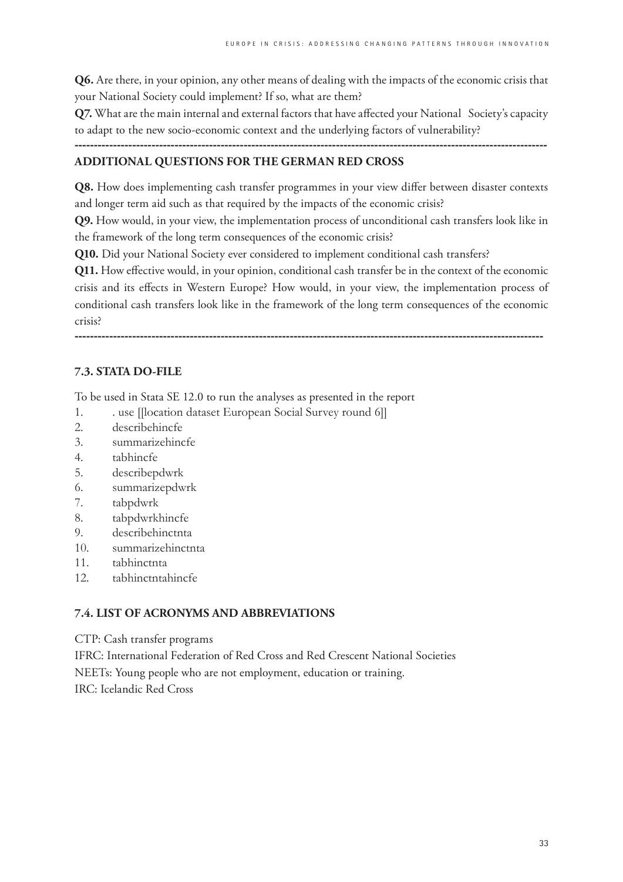**Q6.** Are there, in your opinion, any other means of dealing with the impacts of the economic crisis that your National Society could implement? If so, what are them?

**Q7.** What are the main internal and external factors that have affected your National Society's capacity to adapt to the new socio-economic context and the underlying factors of vulnerability?

---

**ADDITIONAL QUESTIONS FOR THE GERMAN RED CROSS**

**Q8.** How does implementing cash transfer programmes in your view differ between disaster contexts and longer term aid such as that required by the impacts of the economic crisis?

**Q9.** How would, in your view, the implementation process of unconditional cash transfers look like in the framework of the long term consequences of the economic crisis?

**Q10.** Did your National Society ever considered to implement conditional cash transfers?

**Q11.** How effective would, in your opinion, conditional cash transfer be in the context of the economic crisis and its effects in Western Europe? How would, in your view, the implementation process of conditional cash transfers look like in the framework of the long term consequences of the economic crisis?

---

### 7.3. STATA DO-FILE

To be used in Stata SE 12.0 to run the analyses as presented in the report

1. . use [[location dataset European Social Survey round 6]]
2. describehincfe
3. summarizehincfe
4. tabhincfe
5. describepdwrk
6. summarizepdwrk
7. tabpdwrk
8. tabpdwrkhincfe
9. describehinctnta
10. summarizehinctnta
11. tabhinctnta
12. tabhinctntahincfe

### 7.4. LIST OF ACRONYMS AND ABBREVIATIONS

CTP: Cash transfer programs

IFRC: International Federation of Red Cross and Red Crescent National Societies

NEETs: Young people who are not employment, education or training.

IRC: Icelandic Red Cross